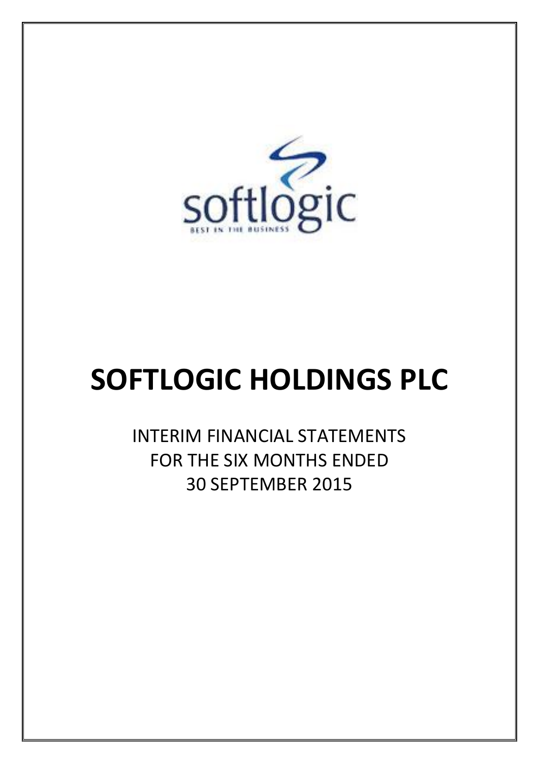softlogic

BEST IN THE BUSINESS

# SOFTLOGIC HOLDINGS PLC

INTERIM FINANCIAL STATEMENTS
FOR THE SIX MONTHS ENDED
30 SEPTEMBER 2015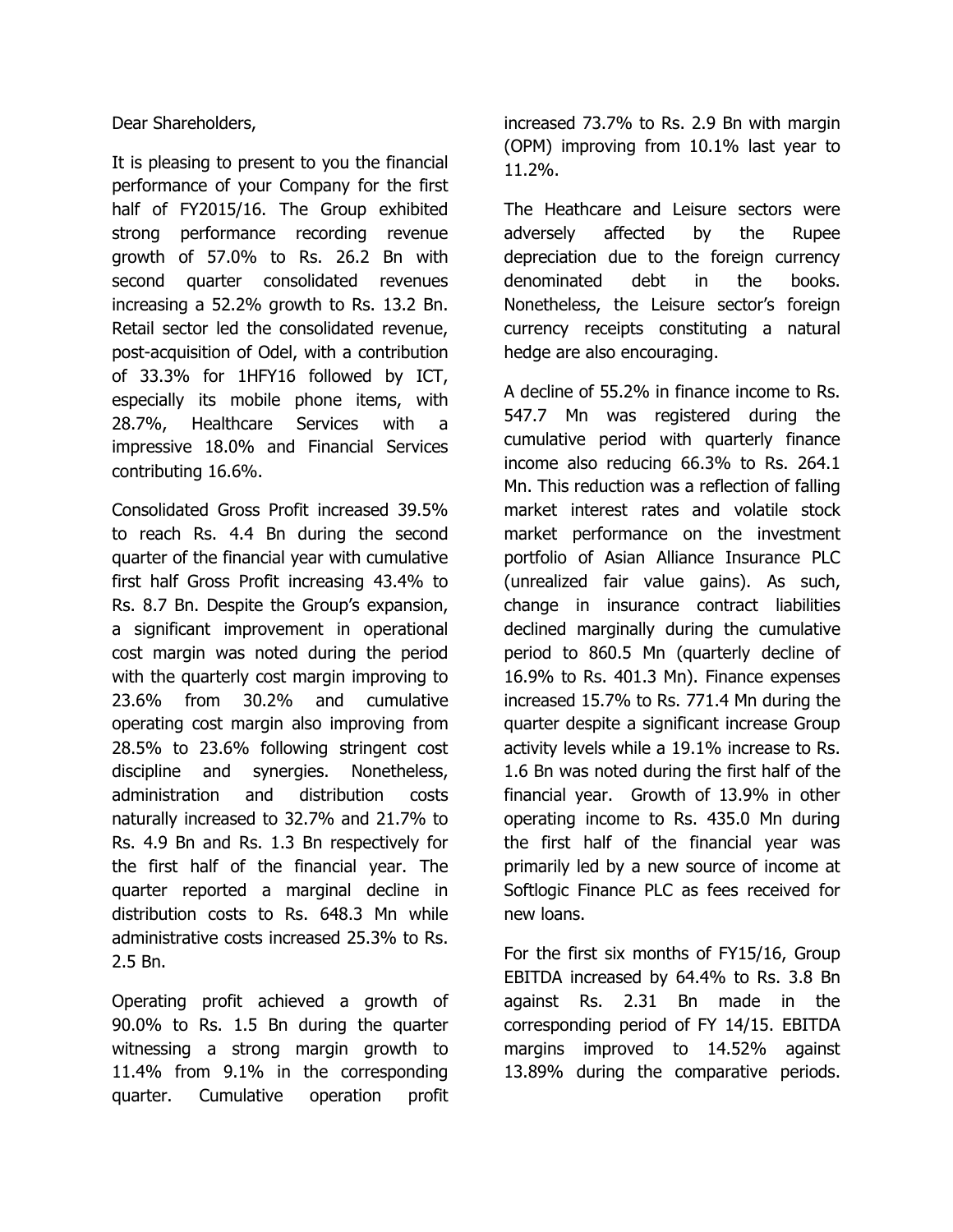Dear Shareholders,

It is pleasing to present to you the financial performance of your Company for the first half of FY2015/16. The Group exhibited strong performance recording revenue growth of 57.0% to Rs. 26.2 Bn with second quarter consolidated revenues increasing a 52.2% growth to Rs. 13.2 Bn. Retail sector led the consolidated revenue, post-acquisition of Odel, with a contribution of 33.3% for 1HFY16 followed by ICT, especially its mobile phone items, with 28.7%, Healthcare Services with a impressive 18.0% and Financial Services contributing 16.6%.

Consolidated Gross Profit increased 39.5% to reach Rs. 4.4 Bn during the second quarter of the financial year with cumulative first half Gross Profit increasing 43.4% to Rs. 8.7 Bn. Despite the Group's expansion, a significant improvement in operational cost margin was noted during the period with the quarterly cost margin improving to 23.6% from 30.2% and cumulative operating cost margin also improving from 28.5% to 23.6% following stringent cost discipline and synergies. Nonetheless, administration and distribution costs naturally increased to 32.7% and 21.7% to Rs. 4.9 Bn and Rs. 1.3 Bn respectively for the first half of the financial year. The quarter reported a marginal decline in distribution costs to Rs. 648.3 Mn while administrative costs increased 25.3% to Rs. 2.5 Bn.

Operating profit achieved a growth of 90.0% to Rs. 1.5 Bn during the quarter witnessing a strong margin growth to 11.4% from 9.1% in the corresponding quarter. Cumulative operation profit increased 73.7% to Rs. 2.9 Bn with margin (OPM) improving from 10.1% last year to 11.2%.

The Heathcare and Leisure sectors were adversely affected by the Rupee depreciation due to the foreign currency denominated debt in the books. Nonetheless, the Leisure sector's foreign currency receipts constituting a natural hedge are also encouraging.

A decline of 55.2% in finance income to Rs. 547.7 Mn was registered during the cumulative period with quarterly finance income also reducing 66.3% to Rs. 264.1 Mn. This reduction was a reflection of falling market interest rates and volatile stock market performance on the investment portfolio of Asian Alliance Insurance PLC (unrealized fair value gains). As such, change in insurance contract liabilities declined marginally during the cumulative period to 860.5 Mn (quarterly decline of 16.9% to Rs. 401.3 Mn). Finance expenses increased 15.7% to Rs. 771.4 Mn during the quarter despite a significant increase Group activity levels while a 19.1% increase to Rs. 1.6 Bn was noted during the first half of the financial year. Growth of 13.9% in other operating income to Rs. 435.0 Mn during the first half of the financial year was primarily led by a new source of income at Softlogic Finance PLC as fees received for new loans.

For the first six months of FY15/16, Group EBITDA increased by 64.4% to Rs. 3.8 Bn against Rs. 2.31 Bn made in the corresponding period of FY 14/15. EBITDA margins improved to 14.52% against 13.89% during the comparative periods.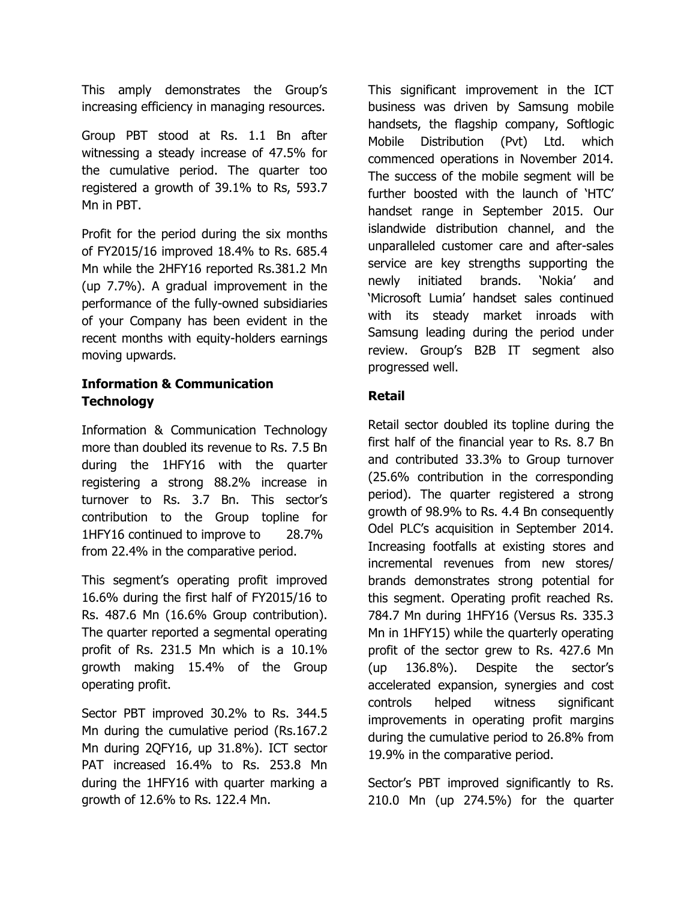This amply demonstrates the Group's increasing efficiency in managing resources.

Group PBT stood at Rs. 1.1 Bn after witnessing a steady increase of 47.5% for the cumulative period. The quarter too registered a growth of 39.1% to Rs, 593.7 Mn in PBT.

Profit for the period during the six months of FY2015/16 improved 18.4% to Rs. 685.4 Mn while the 2HFY16 reported Rs.381.2 Mn (up 7.7%). A gradual improvement in the performance of the fully-owned subsidiaries of your Company has been evident in the recent months with equity-holders earnings moving upwards.

**Information & Communication Technology**

Information & Communication Technology more than doubled its revenue to Rs. 7.5 Bn during the 1HFY16 with the quarter registering a strong 88.2% increase in turnover to Rs. 3.7 Bn. This sector's contribution to the Group topline for 1HFY16 continued to improve to 28.7% from 22.4% in the comparative period.

This segment's operating profit improved 16.6% during the first half of FY2015/16 to Rs. 487.6 Mn (16.6% Group contribution). The quarter reported a segmental operating profit of Rs. 231.5 Mn which is a 10.1% growth making 15.4% of the Group operating profit.

Sector PBT improved 30.2% to Rs. 344.5 Mn during the cumulative period (Rs.167.2 Mn during 2QFY16, up 31.8%). ICT sector PAT increased 16.4% to Rs. 253.8 Mn during the 1HFY16 with quarter marking a growth of 12.6% to Rs. 122.4 Mn.

This significant improvement in the ICT business was driven by Samsung mobile handsets, the flagship company, Softlogic Mobile Distribution (Pvt) Ltd. which commenced operations in November 2014. The success of the mobile segment will be further boosted with the launch of 'HTC' handset range in September 2015. Our islandwide distribution channel, and the unparalleled customer care and after-sales service are key strengths supporting the newly initiated brands. 'Nokia' and 'Microsoft Lumia' handset sales continued with its steady market inroads with Samsung leading during the period under review. Group's B2B IT segment also progressed well.

**Retail**

Retail sector doubled its topline during the first half of the financial year to Rs. 8.7 Bn and contributed 33.3% to Group turnover (25.6% contribution in the corresponding period). The quarter registered a strong growth of 98.9% to Rs. 4.4 Bn consequently Odel PLC's acquisition in September 2014. Increasing footfalls at existing stores and incremental revenues from new stores/ brands demonstrates strong potential for this segment. Operating profit reached Rs. 784.7 Mn during 1HFY16 (Versus Rs. 335.3 Mn in 1HFY15) while the quarterly operating profit of the sector grew to Rs. 427.6 Mn (up 136.8%). Despite the sector's accelerated expansion, synergies and cost controls helped witness significant improvements in operating profit margins during the cumulative period to 26.8% from 19.9% in the comparative period.

Sector's PBT improved significantly to Rs. 210.0 Mn (up 274.5%) for the quarter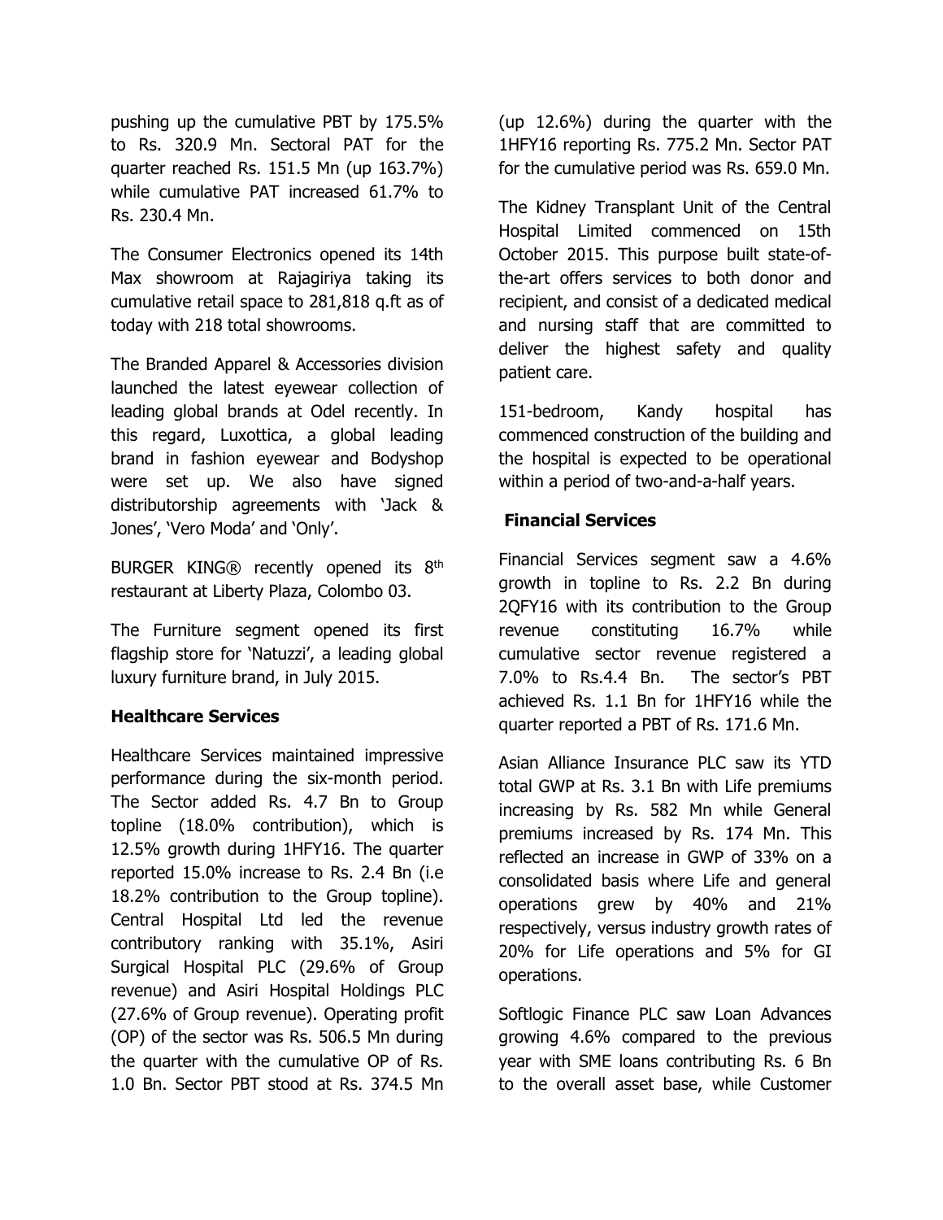pushing up the cumulative PBT by 175.5% to Rs. 320.9 Mn. Sectoral PAT for the quarter reached Rs. 151.5 Mn (up 163.7%) while cumulative PAT increased 61.7% to Rs. 230.4 Mn.

The Consumer Electronics opened its 14th Max showroom at Rajagiriya taking its cumulative retail space to 281,818 q.ft as of today with 218 total showrooms.

The Branded Apparel & Accessories division launched the latest eyewear collection of leading global brands at Odel recently. In this regard, Luxottica, a global leading brand in fashion eyewear and Bodyshop were set up. We also have signed distributorship agreements with 'Jack & Jones', 'Vero Moda' and 'Only'.

BURGER KING® recently opened its 8th restaurant at Liberty Plaza, Colombo 03.

The Furniture segment opened its first flagship store for 'Natuzzi', a leading global luxury furniture brand, in July 2015.

**Healthcare Services**

Healthcare Services maintained impressive performance during the six-month period. The Sector added Rs. 4.7 Bn to Group topline (18.0% contribution), which is 12.5% growth during 1HFY16. The quarter reported 15.0% increase to Rs. 2.4 Bn (i.e 18.2% contribution to the Group topline). Central Hospital Ltd led the revenue contributory ranking with 35.1%, Asiri Surgical Hospital PLC (29.6% of Group revenue) and Asiri Hospital Holdings PLC (27.6% of Group revenue). Operating profit (OP) of the sector was Rs. 506.5 Mn during the quarter with the cumulative OP of Rs. 1.0 Bn. Sector PBT stood at Rs. 374.5 Mn (up 12.6%) during the quarter with the 1HFY16 reporting Rs. 775.2 Mn. Sector PAT for the cumulative period was Rs. 659.0 Mn.

The Kidney Transplant Unit of the Central Hospital Limited commenced on 15th October 2015. This purpose built state-of-the-art offers services to both donor and recipient, and consist of a dedicated medical and nursing staff that are committed to deliver the highest safety and quality patient care.

151-bedroom, Kandy hospital has commenced construction of the building and the hospital is expected to be operational within a period of two-and-a-half years.

**Financial Services**

Financial Services segment saw a 4.6% growth in topline to Rs. 2.2 Bn during 2QFY16 with its contribution to the Group revenue constituting 16.7% while cumulative sector revenue registered a 7.0% to Rs.4.4 Bn. The sector's PBT achieved Rs. 1.1 Bn for 1HFY16 while the quarter reported a PBT of Rs. 171.6 Mn.

Asian Alliance Insurance PLC saw its YTD total GWP at Rs. 3.1 Bn with Life premiums increasing by Rs. 582 Mn while General premiums increased by Rs. 174 Mn. This reflected an increase in GWP of 33% on a consolidated basis where Life and general operations grew by 40% and 21% respectively, versus industry growth rates of 20% for Life operations and 5% for GI operations.

Softlogic Finance PLC saw Loan Advances growing 4.6% compared to the previous year with SME loans contributing Rs. 6 Bn to the overall asset base, while Customer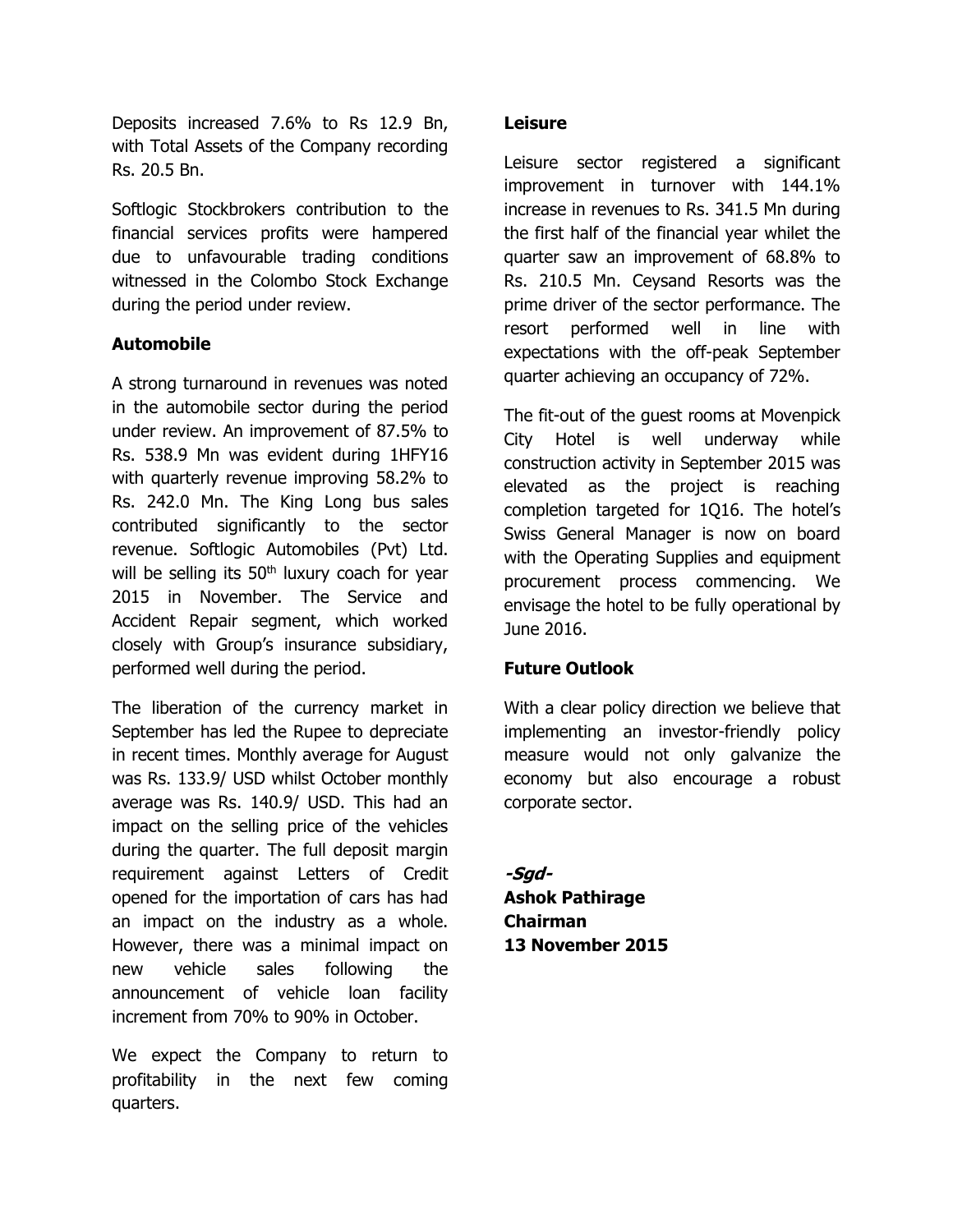Deposits increased 7.6% to Rs 12.9 Bn, with Total Assets of the Company recording Rs. 20.5 Bn.

Softlogic Stockbrokers contribution to the financial services profits were hampered due to unfavourable trading conditions witnessed in the Colombo Stock Exchange during the period under review.

**Automobile**

A strong turnaround in revenues was noted in the automobile sector during the period under review. An improvement of 87.5% to Rs. 538.9 Mn was evident during 1HFY16 with quarterly revenue improving 58.2% to Rs. 242.0 Mn. The King Long bus sales contributed significantly to the sector revenue. Softlogic Automobiles (Pvt) Ltd. will be selling its 50th luxury coach for year 2015 in November. The Service and Accident Repair segment, which worked closely with Group's insurance subsidiary, performed well during the period.

The liberation of the currency market in September has led the Rupee to depreciate in recent times. Monthly average for August was Rs. 133.9/ USD whilst October monthly average was Rs. 140.9/ USD. This had an impact on the selling price of the vehicles during the quarter. The full deposit margin requirement against Letters of Credit opened for the importation of cars has had an impact on the industry as a whole. However, there was a minimal impact on new vehicle sales following the announcement of vehicle loan facility increment from 70% to 90% in October.

We expect the Company to return to profitability in the next few coming quarters.

**Leisure**

Leisure sector registered a significant improvement in turnover with 144.1% increase in revenues to Rs. 341.5 Mn during the first half of the financial year whilet the quarter saw an improvement of 68.8% to Rs. 210.5 Mn. Ceysand Resorts was the prime driver of the sector performance. The resort performed well in line with expectations with the off-peak September quarter achieving an occupancy of 72%.

The fit-out of the guest rooms at Movenpick City Hotel is well underway while construction activity in September 2015 was elevated as the project is reaching completion targeted for 1Q16. The hotel's Swiss General Manager is now on board with the Operating Supplies and equipment procurement process commencing. We envisage the hotel to be fully operational by June 2016.

**Future Outlook**

With a clear policy direction we believe that implementing an investor-friendly policy measure would not only galvanize the economy but also encourage a robust corporate sector.

***-Sgd-***
**Ashok Pathirage**
**Chairman**
**13 November 2015**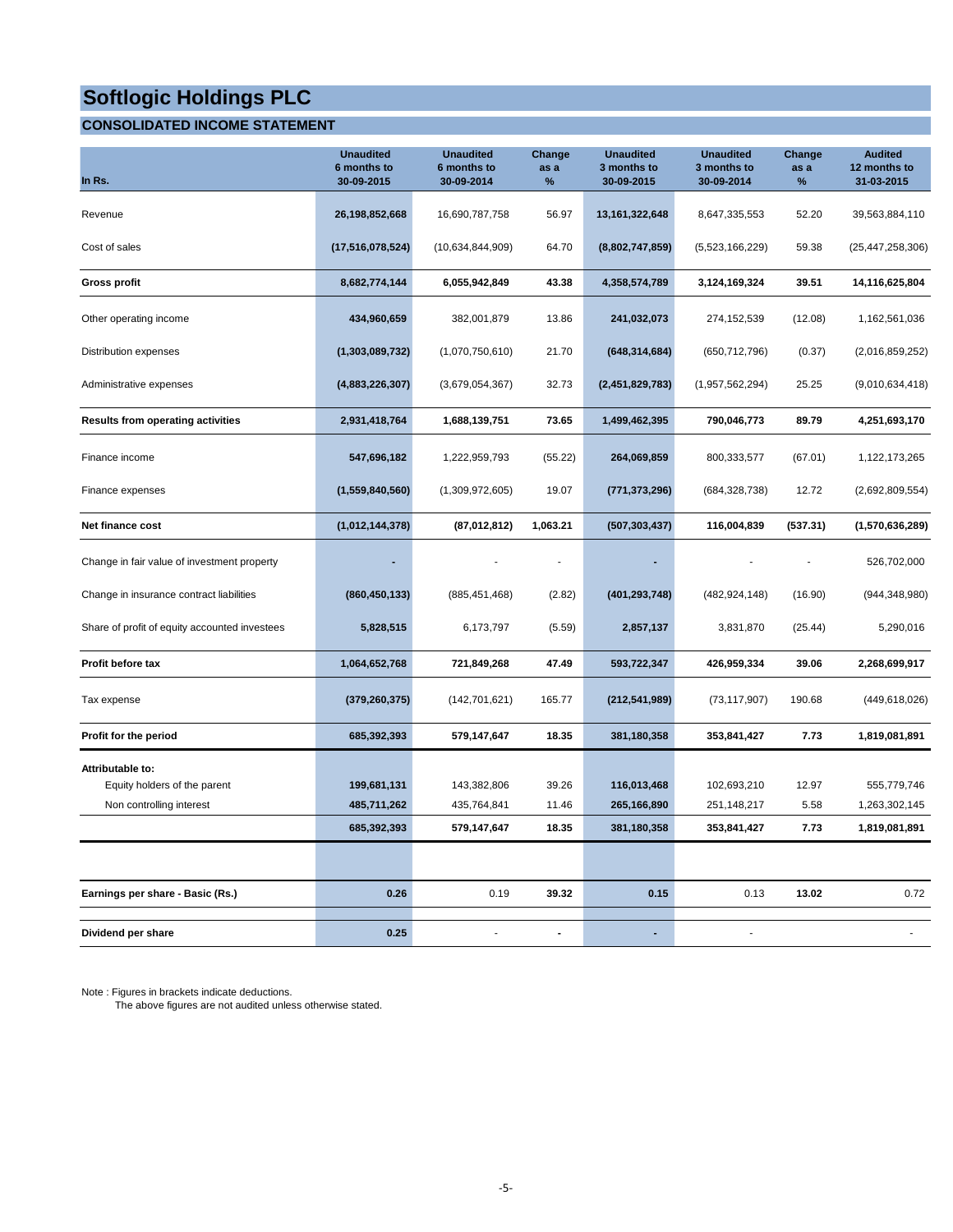# Softlogic Holdings PLC

## CONSOLIDATED INCOME STATEMENT

| In Rs. | Unaudited 6 months to 30-09-2015 | Unaudited 6 months to 30-09-2014 | Change as a % | Unaudited 3 months to 30-09-2015 | Unaudited 3 months to 30-09-2014 | Change as a % | Audited 12 months to 31-03-2015 |
|---|---|---|---|---|---|---|---|
| Revenue | **26,198,852,668** | 16,690,787,758 | 56.97 | **13,161,322,648** | 8,647,335,553 | 52.20 | 39,563,884,110 |
| Cost of sales | **(17,516,078,524)** | (10,634,844,909) | 64.70 | **(8,802,747,859)** | (5,523,166,229) | 59.38 | (25,447,258,306) |
| **Gross profit** | **8,682,774,144** | **6,055,942,849** | **43.38** | **4,358,574,789** | **3,124,169,324** | **39.51** | **14,116,625,804** |
| Other operating income | **434,960,659** | 382,001,879 | 13.86 | **241,032,073** | 274,152,539 | (12.08) | 1,162,561,036 |
| Distribution expenses | **(1,303,089,732)** | (1,070,750,610) | 21.70 | **(648,314,684)** | (650,712,796) | (0.37) | (2,016,859,252) |
| Administrative expenses | **(4,883,226,307)** | (3,679,054,367) | 32.73 | **(2,451,829,783)** | (1,957,562,294) | 25.25 | (9,010,634,418) |
| **Results from operating activities** | **2,931,418,764** | **1,688,139,751** | **73.65** | **1,499,462,395** | **790,046,773** | **89.79** | **4,251,693,170** |
| Finance income | **547,696,182** | 1,222,959,793 | (55.22) | **264,069,859** | 800,333,577 | (67.01) | 1,122,173,265 |
| Finance expenses | **(1,559,840,560)** | (1,309,972,605) | 19.07 | **(771,373,296)** | (684,328,738) | 12.72 | (2,692,809,554) |
| **Net finance cost** | **(1,012,144,378)** | **(87,012,812)** | **1,063.21** | **(507,303,437)** | **116,004,839** | **(537.31)** | **(1,570,636,289)** |
| Change in fair value of investment property | **-** | - | - | **-** | - | - | 526,702,000 |
| Change in insurance contract liabilities | **(860,450,133)** | (885,451,468) | (2.82) | **(401,293,748)** | (482,924,148) | (16.90) | (944,348,980) |
| Share of profit of equity accounted investees | **5,828,515** | 6,173,797 | (5.59) | **2,857,137** | 3,831,870 | (25.44) | 5,290,016 |
| **Profit before tax** | **1,064,652,768** | **721,849,268** | **47.49** | **593,722,347** | **426,959,334** | **39.06** | **2,268,699,917** |
| Tax expense | **(379,260,375)** | (142,701,621) | 165.77 | **(212,541,989)** | (73,117,907) | 190.68 | (449,618,026) |
| **Profit for the period** | **685,392,393** | **579,147,647** | **18.35** | **381,180,358** | **353,841,427** | **7.73** | **1,819,081,891** |
| **Attributable to:** | | | | | | | |
| Equity holders of the parent | **199,681,131** | 143,382,806 | 39.26 | **116,013,468** | 102,693,210 | 12.97 | 555,779,746 |
| Non controlling interest | **485,711,262** | 435,764,841 | 11.46 | **265,166,890** | 251,148,217 | 5.58 | 1,263,302,145 |
| | **685,392,393** | **579,147,647** | **18.35** | **381,180,358** | **353,841,427** | **7.73** | **1,819,081,891** |
| **Earnings per share - Basic (Rs.)** | **0.26** | 0.19 | **39.32** | **0.15** | 0.13 | **13.02** | 0.72 |
| **Dividend per share** | **0.25** | - | **-** | **-** | - | | - |

Note : Figures in brackets indicate deductions.
The above figures are not audited unless otherwise stated.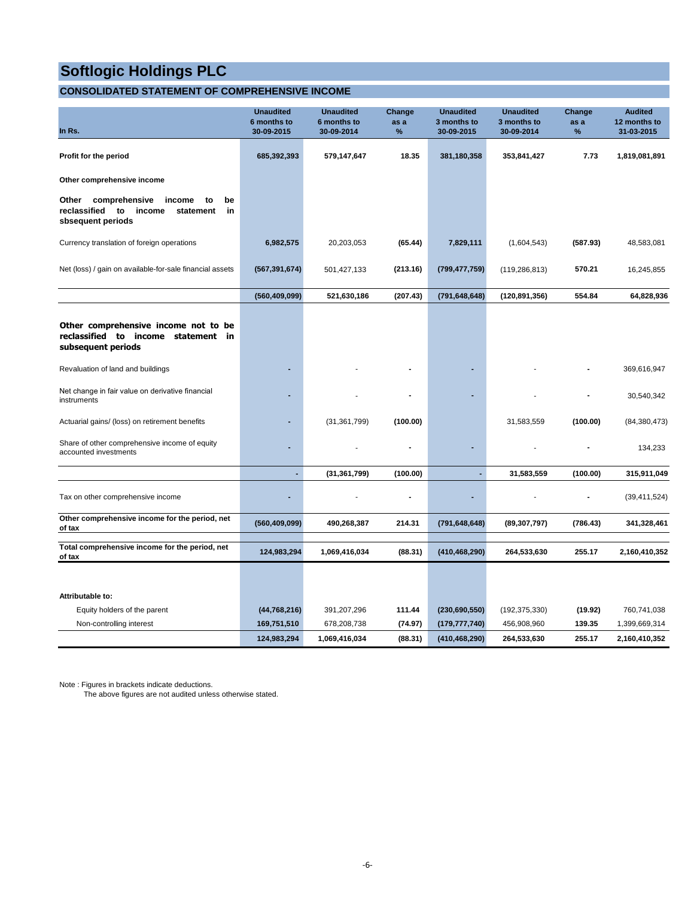# Softlogic Holdings PLC

## CONSOLIDATED STATEMENT OF COMPREHENSIVE INCOME

| In Rs. | Unaudited 6 months to 30-09-2015 | Unaudited 6 months to 30-09-2014 | Change as a % | Unaudited 3 months to 30-09-2015 | Unaudited 3 months to 30-09-2014 | Change as a % | Audited 12 months to 31-03-2015 |
|---|---|---|---|---|---|---|---|
| **Profit for the period** | **685,392,393** | **579,147,647** | **18.35** | **381,180,358** | **353,841,427** | **7.73** | **1,819,081,891** |
| **Other comprehensive income** | | | | | | | |
| **Other comprehensive income to be reclassified to income statement in sbsequent periods** | | | | | | | |
| Currency translation of foreign operations | **6,982,575** | 20,203,053 | **(65.44)** | **7,829,111** | (1,604,543) | **(587.93)** | 48,583,081 |
| Net (loss) / gain on available-for-sale financial assets | **(567,391,674)** | 501,427,133 | **(213.16)** | **(799,477,759)** | (119,286,813) | **570.21** | 16,245,855 |
| | **(560,409,099)** | **521,630,186** | **(207.43)** | **(791,648,648)** | **(120,891,356)** | **554.84** | **64,828,936** |
| **Other comprehensive income not to be reclassified to income statement in subsequent periods** | | | | | | | |
| Revaluation of land and buildings | **-** | - | **-** | **-** | - | **-** | 369,616,947 |
| Net change in fair value on derivative financial instruments | **-** | - | **-** | **-** | - | **-** | 30,540,342 |
| Actuarial gains/ (loss) on retirement benefits | **-** | (31,361,799) | **(100.00)** | | 31,583,559 | **(100.00)** | (84,380,473) |
| Share of other comprehensive income of equity accounted investments | **-** | - | **-** | **-** | - | **-** | 134,233 |
| | **-** | **(31,361,799)** | **(100.00)** | **-** | **31,583,559** | **(100.00)** | **315,911,049** |
| Tax on other comprehensive income | **-** | - | **-** | **-** | - | **-** | (39,411,524) |
| **Other comprehensive income for the period, net of tax** | **(560,409,099)** | **490,268,387** | **214.31** | **(791,648,648)** | **(89,307,797)** | **(786.43)** | **341,328,461** |
| **Total comprehensive income for the period, net of tax** | **124,983,294** | **1,069,416,034** | **(88.31)** | **(410,468,290)** | **264,533,630** | **255.17** | **2,160,410,352** |
| **Attributable to:** | | | | | | | |
| Equity holders of the parent | **(44,768,216)** | 391,207,296 | **111.44** | **(230,690,550)** | (192,375,330) | **(19.92)** | 760,741,038 |
| Non-controlling interest | **169,751,510** | 678,208,738 | **(74.97)** | **(179,777,740)** | 456,908,960 | **139.35** | 1,399,669,314 |
| | **124,983,294** | **1,069,416,034** | **(88.31)** | **(410,468,290)** | **264,533,630** | **255.17** | **2,160,410,352** |

Note : Figures in brackets indicate deductions.
The above figures are not audited unless otherwise stated.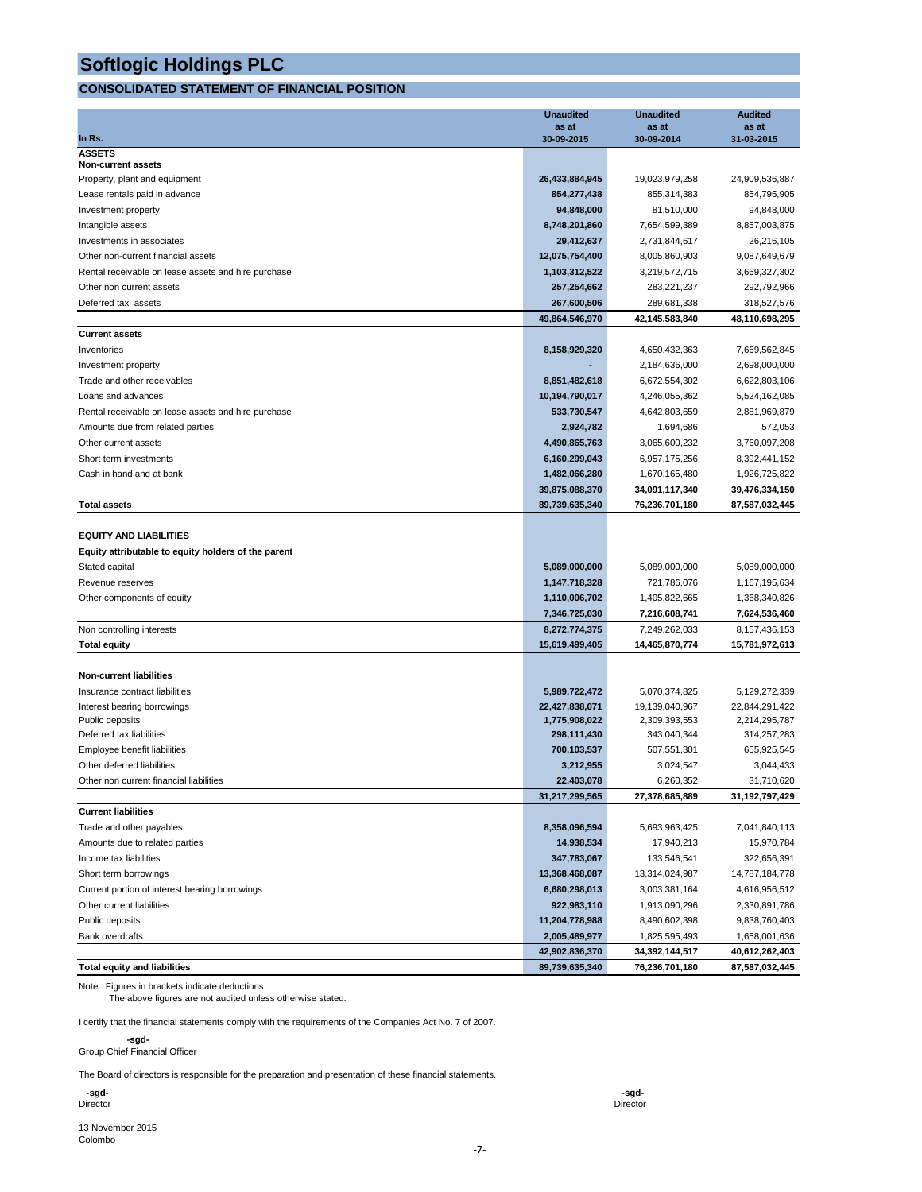# Softlogic Holdings PLC

## CONSOLIDATED STATEMENT OF FINANCIAL POSITION

| In Rs. | Unaudited as at 30-09-2015 | Unaudited as at 30-09-2014 | Audited as at 31-03-2015 |
|---|---|---|---|
| **ASSETS** | | | |
| **Non-current assets** | | | |
| Property, plant and equipment | **26,433,884,945** | 19,023,979,258 | 24,909,536,887 |
| Lease rentals paid in advance | **854,277,438** | 855,314,383 | 854,795,905 |
| Investment property | **94,848,000** | 81,510,000 | 94,848,000 |
| Intangible assets | **8,748,201,860** | 7,654,599,389 | 8,857,003,875 |
| Investments in associates | **29,412,637** | 2,731,844,617 | 26,216,105 |
| Other non-current financial assets | **12,075,754,400** | 8,005,860,903 | 9,087,649,679 |
| Rental receivable on lease assets and hire purchase | **1,103,312,522** | 3,219,572,715 | 3,669,327,302 |
| Other non current assets | **257,254,662** | 283,221,237 | 292,792,966 |
| Deferred tax assets | **267,600,506** | 289,681,338 | 318,527,576 |
| | **49,864,546,970** | **42,145,583,840** | **48,110,698,295** |
| **Current assets** | | | |
| Inventories | **8,158,929,320** | 4,650,432,363 | 7,669,562,845 |
| Investment property | **-** | 2,184,636,000 | 2,698,000,000 |
| Trade and other receivables | **8,851,482,618** | 6,672,554,302 | 6,622,803,106 |
| Loans and advances | **10,194,790,017** | 4,246,055,362 | 5,524,162,085 |
| Rental receivable on lease assets and hire purchase | **533,730,547** | 4,642,803,659 | 2,881,969,879 |
| Amounts due from related parties | **2,924,782** | 1,694,686 | 572,053 |
| Other current assets | **4,490,865,763** | 3,065,600,232 | 3,760,097,208 |
| Short term investments | **6,160,299,043** | 6,957,175,256 | 8,392,441,152 |
| Cash in hand and at bank | **1,482,066,280** | 1,670,165,480 | 1,926,725,822 |
| | **39,875,088,370** | **34,091,117,340** | **39,476,334,150** |
| **Total assets** | **89,739,635,340** | **76,236,701,180** | **87,587,032,445** |
| | | | |
| **EQUITY AND LIABILITIES** | | | |
| **Equity attributable to equity holders of the parent** | | | |
| Stated capital | **5,089,000,000** | 5,089,000,000 | 5,089,000,000 |
| Revenue reserves | **1,147,718,328** | 721,786,076 | 1,167,195,634 |
| Other components of equity | **1,110,006,702** | 1,405,822,665 | 1,368,340,826 |
| | **7,346,725,030** | **7,216,608,741** | **7,624,536,460** |
| Non controlling interests | **8,272,774,375** | 7,249,262,033 | 8,157,436,153 |
| **Total equity** | **15,619,499,405** | **14,465,870,774** | **15,781,972,613** |
| | | | |
| **Non-current liabilities** | | | |
| Insurance contract liabilities | **5,989,722,472** | 5,070,374,825 | 5,129,272,339 |
| Interest bearing borrowings | **22,427,838,071** | 19,139,040,967 | 22,844,291,422 |
| Public deposits | **1,775,908,022** | 2,309,393,553 | 2,214,295,787 |
| Deferred tax liabilities | **298,111,430** | 343,040,344 | 314,257,283 |
| Employee benefit liabilities | **700,103,537** | 507,551,301 | 655,925,545 |
| Other deferred liabilities | **3,212,955** | 3,024,547 | 3,044,433 |
| Other non current financial liabilities | **22,403,078** | 6,260,352 | 31,710,620 |
| | **31,217,299,565** | **27,378,685,889** | **31,192,797,429** |
| **Current liabilities** | | | |
| Trade and other payables | **8,358,096,594** | 5,693,963,425 | 7,041,840,113 |
| Amounts due to related parties | **14,938,534** | 17,940,213 | 15,970,784 |
| Income tax liabilities | **347,783,067** | 133,546,541 | 322,656,391 |
| Short term borrowings | **13,368,468,087** | 13,314,024,987 | 14,787,184,778 |
| Current portion of interest bearing borrowings | **6,680,298,013** | 3,003,381,164 | 4,616,956,512 |
| Other current liabilities | **922,983,110** | 1,913,090,296 | 2,330,891,786 |
| Public deposits | **11,204,778,988** | 8,490,602,398 | 9,838,760,403 |
| Bank overdrafts | **2,005,489,977** | 1,825,595,493 | 1,658,001,636 |
| | **42,902,836,370** | **34,392,144,517** | **40,612,262,403** |
| **Total equity and liabilities** | **89,739,635,340** | **76,236,701,180** | **87,587,032,445** |

Note : Figures in brackets indicate deductions.
The above figures are not audited unless otherwise stated.

I certify that the financial statements comply with the requirements of the Companies Act No. 7 of 2007.

**-sgd-**
Group Chief Financial Officer

The Board of directors is responsible for the preparation and presentation of these financial statements.

**-sgd-**
Director

**-sgd-**
Director

13 November 2015
Colombo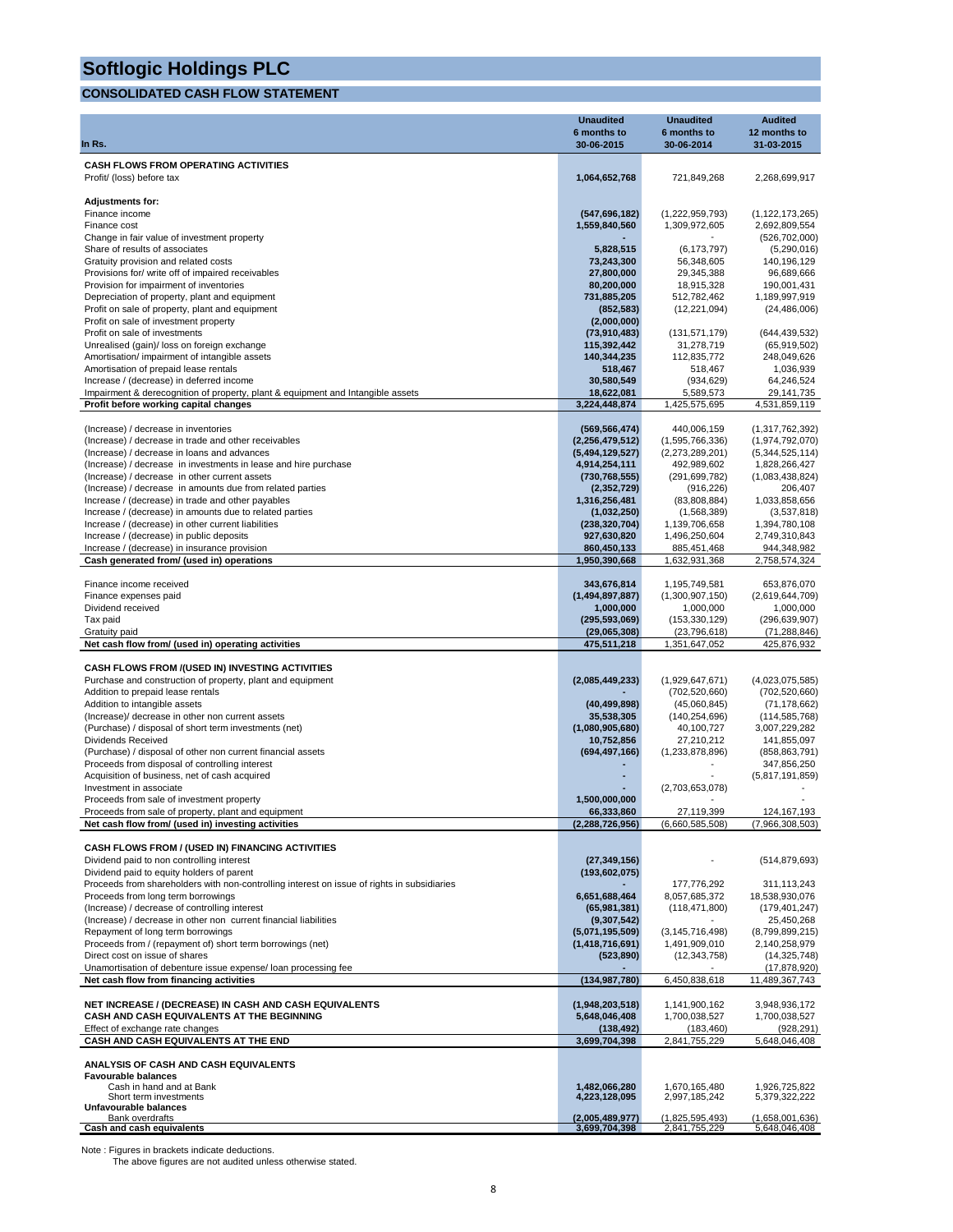# Softlogic Holdings PLC

## CONSOLIDATED CASH FLOW STATEMENT

| In Rs. | Unaudited 6 months to 30-06-2015 | Unaudited 6 months to 30-06-2014 | Audited 12 months to 31-03-2015 |
|---|---|---|---|
| **CASH FLOWS FROM OPERATING ACTIVITIES** | | | |
| Profit/ (loss) before tax | **1,064,652,768** | 721,849,268 | 2,268,699,917 |
| **Adjustments for:** | | | |
| Finance income | **(547,696,182)** | (1,222,959,793) | (1,122,173,265) |
| Finance cost | **1,559,840,560** | 1,309,972,605 | 2,692,809,554 |
| Change in fair value of investment property | **-** | - | (526,702,000) |
| Share of results of associates | **5,828,515** | (6,173,797) | (5,290,016) |
| Gratuity provision and related costs | **73,243,300** | 56,348,605 | 140,196,129 |
| Provisions for/ write off of impaired receivables | **27,800,000** | 29,345,388 | 96,689,666 |
| Provision for impairment of inventories | **80,200,000** | 18,915,328 | 190,001,431 |
| Depreciation of property, plant and equipment | **731,885,205** | 512,782,462 | 1,189,997,919 |
| Profit on sale of property, plant and equipment | **(852,583)** | (12,221,094) | (24,486,006) |
| Profit on sale of investment property | **(2,000,000)** | | |
| Profit on sale of investments | **(73,910,483)** | (131,571,179) | (644,439,532) |
| Unrealised (gain)/ loss on foreign exchange | **115,392,442** | 31,278,719 | (65,919,502) |
| Amortisation/ impairment of intangible assets | **140,344,235** | 112,835,772 | 248,049,626 |
| Amortisation of prepaid lease rentals | **518,467** | 518,467 | 1,036,939 |
| Increase / (decrease) in deferred income | **30,580,549** | (934,629) | 64,246,524 |
| Impairment & derecognition of property, plant & equipment and Intangible assets | **18,622,081** | 5,589,573 | 29,141,735 |
| **Profit before working capital changes** | **3,224,448,874** | 1,425,575,695 | 4,531,859,119 |
| (Increase) / decrease in inventories | **(569,566,474)** | 440,006,159 | (1,317,762,392) |
| (Increase) / decrease in trade and other receivables | **(2,256,479,512)** | (1,595,766,336) | (1,974,792,070) |
| (Increase) / decrease in loans and advances | **(5,494,129,527)** | (2,273,289,201) | (5,344,525,114) |
| (Increase) / decrease in investments in lease and hire purchase | **4,914,254,111** | 492,989,602 | 1,828,266,427 |
| (Increase) / decrease in other current assets | **(730,768,555)** | (291,699,782) | (1,083,438,824) |
| (Increase) / decrease in amounts due from related parties | **(2,352,729)** | (916,226) | 206,407 |
| Increase / (decrease) in trade and other payables | **1,316,256,481** | (83,808,884) | 1,033,858,656 |
| Increase / (decrease) in amounts due to related parties | **(1,032,250)** | (1,568,389) | (3,537,818) |
| Increase / (decrease) in other current liabilities | **(238,320,704)** | 1,139,706,658 | 1,394,780,108 |
| Increase / (decrease) in public deposits | **927,630,820** | 1,496,250,604 | 2,749,310,843 |
| Increase / (decrease) in insurance provision | **860,450,133** | 885,451,468 | 944,348,982 |
| **Cash generated from/ (used in) operations** | **1,950,390,668** | 1,632,931,368 | 2,758,574,324 |
| Finance income received | **343,676,814** | 1,195,749,581 | 653,876,070 |
| Finance expenses paid | **(1,494,897,887)** | (1,300,907,150) | (2,619,644,709) |
| Dividend received | **1,000,000** | 1,000,000 | 1,000,000 |
| Tax paid | **(295,593,069)** | (153,330,129) | (296,639,907) |
| Gratuity paid | **(29,065,308)** | (23,796,618) | (71,288,846) |
| **Net cash flow from/ (used in) operating activities** | **475,511,218** | 1,351,647,052 | 425,876,932 |
| **CASH FLOWS FROM /(USED IN) INVESTING ACTIVITIES** | | | |
| Purchase and construction of property, plant and equipment | **(2,085,449,233)** | (1,929,647,671) | (4,023,075,585) |
| Addition to prepaid lease rentals | **-** | (702,520,660) | (702,520,660) |
| Addition to intangible assets | **(40,499,898)** | (45,060,845) | (71,178,662) |
| (Increase)/ decrease in other non current assets | **35,538,305** | (140,254,696) | (114,585,768) |
| (Purchase) / disposal of short term investments (net) | **(1,080,905,680)** | 40,100,727 | 3,007,229,282 |
| Dividends Received | **10,752,856** | 27,210,212 | 141,855,097 |
| (Purchase) / disposal of other non current financial assets | **(694,497,166)** | (1,233,878,896) | (858,863,791) |
| Proceeds from disposal of controlling interest | **-** | - | 347,856,250 |
| Acquisition of business, net of cash acquired | **-** | - | (5,817,191,859) |
| Investment in associate | **-** | (2,703,653,078) | - |
| Proceeds from sale of investment property | **1,500,000,000** | - | - |
| Proceeds from sale of property, plant and equipment | **66,333,860** | 27,119,399 | 124,167,193 |
| **Net cash flow from/ (used in) investing activities** | **(2,288,726,956)** | (6,660,585,508) | (7,966,308,503) |
| **CASH FLOWS FROM / (USED IN) FINANCING ACTIVITIES** | | | |
| Dividend paid to non controlling interest | **(27,349,156)** | - | (514,879,693) |
| Dividend paid to equity holders of parent | **(193,602,075)** | | |
| Proceeds from shareholders with non-controlling interest on issue of rights in subsidiaries | **-** | 177,776,292 | 311,113,243 |
| Proceeds from long term borrowings | **6,651,688,464** | 8,057,685,372 | 18,538,930,076 |
| (Increase) / decrease of controlling interest | **(65,981,381)** | (118,471,800) | (179,401,247) |
| (Increase) / decrease in other non current financial liabilities | **(9,307,542)** | - | 25,450,268 |
| Repayment of long term borrowings | **(5,071,195,509)** | (3,145,716,498) | (8,799,899,215) |
| Proceeds from / (repayment of) short term borrowings (net) | **(1,418,716,691)** | 1,491,909,010 | 2,140,258,979 |
| Direct cost on issue of shares | **(523,890)** | (12,343,758) | (14,325,748) |
| Unamortisation of debenture issue expense/ loan processing fee | **-** | - | (17,878,920) |
| **Net cash flow from financing activities** | **(134,987,780)** | 6,450,838,618 | 11,489,367,743 |
| **NET INCREASE / (DECREASE) IN CASH AND CASH EQUIVALENTS** | **(1,948,203,518)** | 1,141,900,162 | 3,948,936,172 |
| **CASH AND CASH EQUIVALENTS AT THE BEGINNING** | **5,648,046,408** | 1,700,038,527 | 1,700,038,527 |
| Effect of exchange rate changes | **(138,492)** | (183,460) | (928,291) |
| **CASH AND CASH EQUIVALENTS AT THE END** | **3,699,704,398** | 2,841,755,229 | 5,648,046,408 |
| **ANALYSIS OF CASH AND CASH EQUIVALENTS** | | | |
| **Favourable balances** | | | |
| Cash in hand and at Bank | **1,482,066,280** | 1,670,165,480 | 1,926,725,822 |
| Short term investments | **4,223,128,095** | 2,997,185,242 | 5,379,322,222 |
| **Unfavourable balances** | | | |
| Bank overdrafts | **(2,005,489,977)** | (1,825,595,493) | (1,658,001,636) |
| **Cash and cash equivalents** | **3,699,704,398** | 2,841,755,229 | 5,648,046,408 |

Note : Figures in brackets indicate deductions.
The above figures are not audited unless otherwise stated.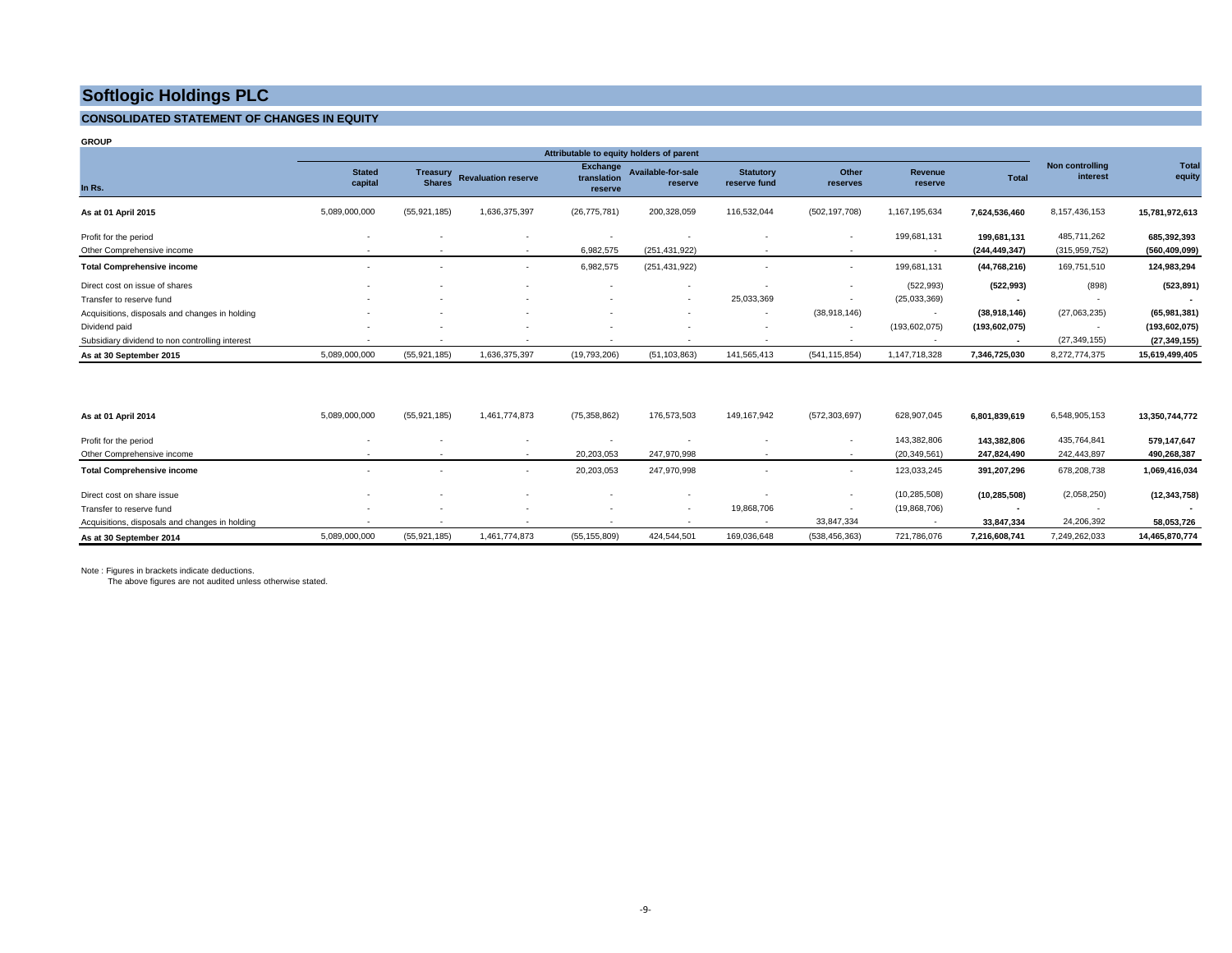# Softlogic Holdings PLC

## CONSOLIDATED STATEMENT OF CHANGES IN EQUITY

**GROUP**

| In Rs. | Attributable to equity holders of parent | | | | | | | | | Non controlling interest | Total equity |
|---|---|---|---|---|---|---|---|---|---|---|---|
| | Stated capital | Treasury Shares | Revaluation reserve | Exchange translation reserve | Available-for-sale reserve | Statutory reserve fund | Other reserves | Revenue reserve | Total | | |
| **As at 01 April 2015** | 5,089,000,000 | (55,921,185) | 1,636,375,397 | (26,775,781) | 200,328,059 | 116,532,044 | (502,197,708) | 1,167,195,634 | **7,624,536,460** | 8,157,436,153 | **15,781,972,613** |
| Profit for the period | - | - | - | - | - | - | - | 199,681,131 | **199,681,131** | 485,711,262 | **685,392,393** |
| Other Comprehensive income | - | - | - | 6,982,575 | (251,431,922) | - | - | - | **(244,449,347)** | (315,959,752) | **(560,409,099)** |
| **Total Comprehensive income** | - | - | - | 6,982,575 | (251,431,922) | - | - | 199,681,131 | **(44,768,216)** | 169,751,510 | **124,983,294** |
| Direct cost on issue of shares | - | - | - | - | - | - | - | (522,993) | **(522,993)** | (898) | **(523,891)** |
| Transfer to reserve fund | - | - | - | - | - | 25,033,369 | - | (25,033,369) | **-** | - | **-** |
| Acquisitions, disposals and changes in holding | - | - | - | - | - | - | (38,918,146) | - | **(38,918,146)** | (27,063,235) | **(65,981,381)** |
| Dividend paid | - | - | - | - | - | - | - | (193,602,075) | **(193,602,075)** | - | **(193,602,075)** |
| Subsidiary dividend to non controlling interest | - | - | - | - | - | - | - | - | **-** | (27,349,155) | **(27,349,155)** |
| **As at 30 September 2015** | 5,089,000,000 | (55,921,185) | 1,636,375,397 | (19,793,206) | (51,103,863) | 141,565,413 | (541,115,854) | 1,147,718,328 | **7,346,725,030** | 8,272,774,375 | **15,619,499,405** |
| | | | | | | | | | | | |
| **As at 01 April 2014** | 5,089,000,000 | (55,921,185) | 1,461,774,873 | (75,358,862) | 176,573,503 | 149,167,942 | (572,303,697) | 628,907,045 | **6,801,839,619** | 6,548,905,153 | **13,350,744,772** |
| Profit for the period | - | - | - | - | - | - | - | 143,382,806 | **143,382,806** | 435,764,841 | **579,147,647** |
| Other Comprehensive income | - | - | - | 20,203,053 | 247,970,998 | - | - | (20,349,561) | **247,824,490** | 242,443,897 | **490,268,387** |
| **Total Comprehensive income** | - | - | - | 20,203,053 | 247,970,998 | - | - | 123,033,245 | **391,207,296** | 678,208,738 | **1,069,416,034** |
| Direct cost on share issue | - | - | - | - | - | - | - | (10,285,508) | **(10,285,508)** | (2,058,250) | **(12,343,758)** |
| Transfer to reserve fund | - | - | - | - | - | 19,868,706 | - | (19,868,706) | **-** | - | **-** |
| Acquisitions, disposals and changes in holding | - | - | - | - | - | - | 33,847,334 | - | **33,847,334** | 24,206,392 | **58,053,726** |
| **As at 30 September 2014** | 5,089,000,000 | (55,921,185) | 1,461,774,873 | (55,155,809) | 424,544,501 | 169,036,648 | (538,456,363) | 721,786,076 | **7,216,608,741** | 7,249,262,033 | **14,465,870,774** |

Note : Figures in brackets indicate deductions.
The above figures are not audited unless otherwise stated.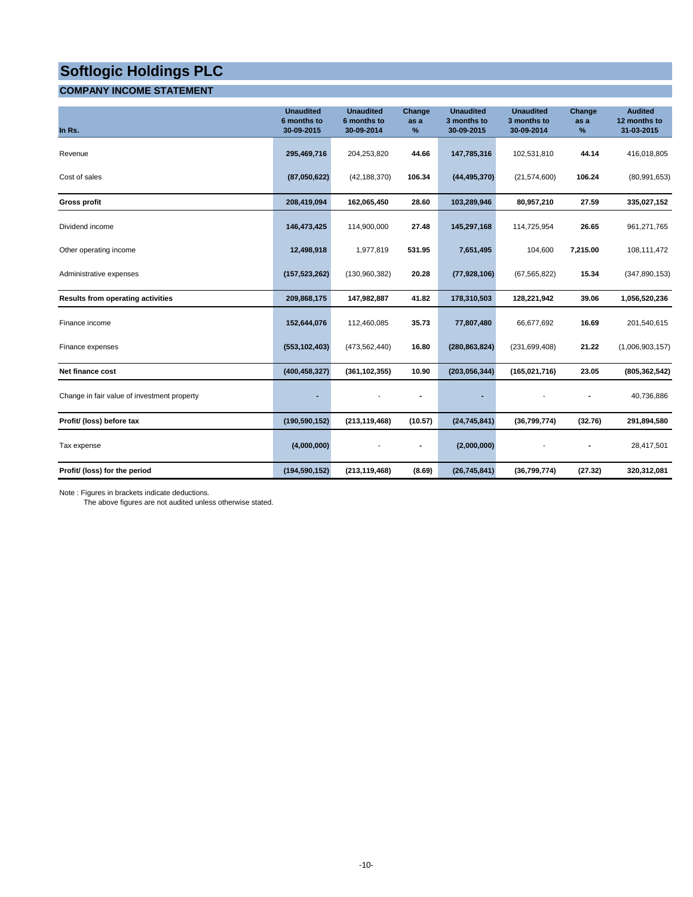# Softlogic Holdings PLC

## COMPANY INCOME STATEMENT

| In Rs. | Unaudited 6 months to 30-09-2015 | Unaudited 6 months to 30-09-2014 | Change as a % | Unaudited 3 months to 30-09-2015 | Unaudited 3 months to 30-09-2014 | Change as a % | Audited 12 months to 31-03-2015 |
|---|---|---|---|---|---|---|---|
| Revenue | 295,469,716 | 204,253,820 | 44.66 | 147,785,316 | 102,531,810 | 44.14 | 416,018,805 |
| Cost of sales | (87,050,622) | (42,188,370) | 106.34 | (44,495,370) | (21,574,600) | 106.24 | (80,991,653) |
| **Gross profit** | **208,419,094** | **162,065,450** | **28.60** | **103,289,946** | **80,957,210** | **27.59** | **335,027,152** |
| Dividend income | 146,473,425 | 114,900,000 | 27.48 | 145,297,168 | 114,725,954 | 26.65 | 961,271,765 |
| Other operating income | 12,498,918 | 1,977,819 | 531.95 | 7,651,495 | 104,600 | 7,215.00 | 108,111,472 |
| Administrative expenses | (157,523,262) | (130,960,382) | 20.28 | (77,928,106) | (67,565,822) | 15.34 | (347,890,153) |
| **Results from operating activities** | **209,868,175** | **147,982,887** | **41.82** | **178,310,503** | **128,221,942** | **39.06** | **1,056,520,236** |
| Finance income | 152,644,076 | 112,460,085 | 35.73 | 77,807,480 | 66,677,692 | 16.69 | 201,540,615 |
| Finance expenses | (553,102,403) | (473,562,440) | 16.80 | (280,863,824) | (231,699,408) | 21.22 | (1,006,903,157) |
| **Net finance cost** | **(400,458,327)** | **(361,102,355)** | **10.90** | **(203,056,344)** | **(165,021,716)** | **23.05** | **(805,362,542)** |
| Change in fair value of investment property | - | - | - | - | - | - | 40,736,886 |
| **Profit/ (loss) before tax** | **(190,590,152)** | **(213,119,468)** | **(10.57)** | **(24,745,841)** | **(36,799,774)** | **(32.76)** | **291,894,580** |
| Tax expense | (4,000,000) | - | - | (2,000,000) | - | - | 28,417,501 |
| **Profit/ (loss) for the period** | **(194,590,152)** | **(213,119,468)** | **(8.69)** | **(26,745,841)** | **(36,799,774)** | **(27.32)** | **320,312,081** |

Note : Figures in brackets indicate deductions.
The above figures are not audited unless otherwise stated.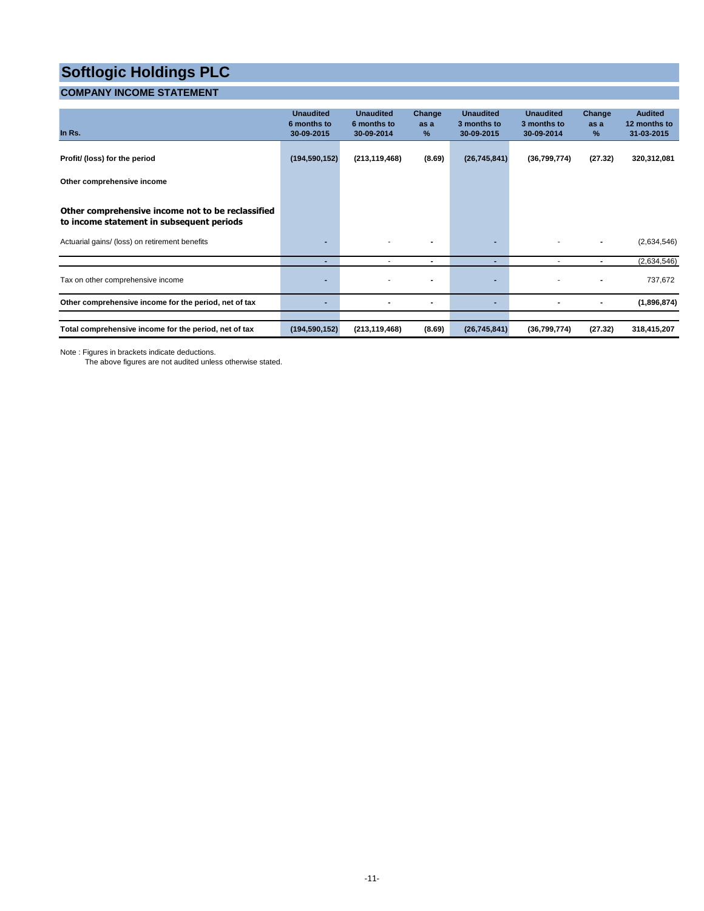# Softlogic Holdings PLC

## COMPANY INCOME STATEMENT

| In Rs. | Unaudited 6 months to 30-09-2015 | Unaudited 6 months to 30-09-2014 | Change as a % | Unaudited 3 months to 30-09-2015 | Unaudited 3 months to 30-09-2014 | Change as a % | Audited 12 months to 31-03-2015 |
|---|---|---|---|---|---|---|---|
| **Profit/ (loss) for the period** | **(194,590,152)** | **(213,119,468)** | **(8.69)** | **(26,745,841)** | **(36,799,774)** | **(27.32)** | **320,312,081** |
| **Other comprehensive income** | | | | | | | |
| **Other comprehensive income not to be reclassified to income statement in subsequent periods** | | | | | | | |
| Actuarial gains/ (loss) on retirement benefits | - | - | - | - | - | - | (2,634,546) |
| | - | - | - | - | - | - | (2,634,546) |
| Tax on other comprehensive income | - | - | - | - | - | - | 737,672 |
| **Other comprehensive income for the period, net of tax** | **-** | **-** | **-** | **-** | **-** | **-** | **(1,896,874)** |
| **Total comprehensive income for the period, net of tax** | **(194,590,152)** | **(213,119,468)** | **(8.69)** | **(26,745,841)** | **(36,799,774)** | **(27.32)** | **318,415,207** |

Note : Figures in brackets indicate deductions.
The above figures are not audited unless otherwise stated.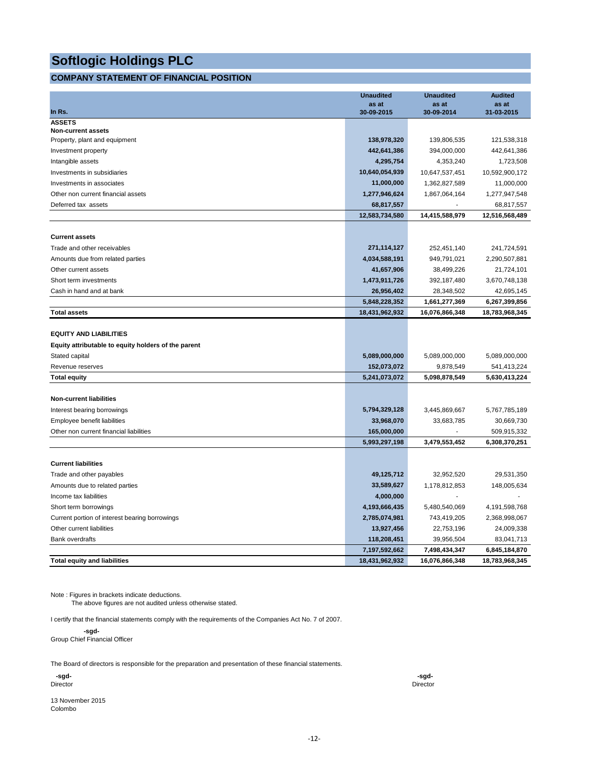# Softlogic Holdings PLC

## COMPANY STATEMENT OF FINANCIAL POSITION

| In Rs. | Unaudited as at 30-09-2015 | Unaudited as at 30-09-2014 | Audited as at 31-03-2015 |
|---|---|---|---|
| **ASSETS** | | | |
| **Non-current assets** | | | |
| Property, plant and equipment | **138,978,320** | 139,806,535 | 121,538,318 |
| Investment property | **442,641,386** | 394,000,000 | 442,641,386 |
| Intangible assets | **4,295,754** | 4,353,240 | 1,723,508 |
| Investments in subsidiaries | **10,640,054,939** | 10,647,537,451 | 10,592,900,172 |
| Investments in associates | **11,000,000** | 1,362,827,589 | 11,000,000 |
| Other non current financial assets | **1,277,946,624** | 1,867,064,164 | 1,277,947,548 |
| Deferred tax assets | **68,817,557** | - | 68,817,557 |
| | **12,583,734,580** | **14,415,588,979** | **12,516,568,489** |
| **Current assets** | | | |
| Trade and other receivables | **271,114,127** | 252,451,140 | 241,724,591 |
| Amounts due from related parties | **4,034,588,191** | 949,791,021 | 2,290,507,881 |
| Other current assets | **41,657,906** | 38,499,226 | 21,724,101 |
| Short term investments | **1,473,911,726** | 392,187,480 | 3,670,748,138 |
| Cash in hand and at bank | **26,956,402** | 28,348,502 | 42,695,145 |
| | **5,848,228,352** | **1,661,277,369** | **6,267,399,856** |
| **Total assets** | **18,431,962,932** | **16,076,866,348** | **18,783,968,345** |
| **EQUITY AND LIABILITIES** | | | |
| **Equity attributable to equity holders of the parent** | | | |
| Stated capital | **5,089,000,000** | 5,089,000,000 | 5,089,000,000 |
| Revenue reserves | **152,073,072** | 9,878,549 | 541,413,224 |
| **Total equity** | **5,241,073,072** | **5,098,878,549** | **5,630,413,224** |
| **Non-current liabilities** | | | |
| Interest bearing borrowings | **5,794,329,128** | 3,445,869,667 | 5,767,785,189 |
| Employee benefit liabilities | **33,968,070** | 33,683,785 | 30,669,730 |
| Other non current financial liabilities | **165,000,000** | - | 509,915,332 |
| | **5,993,297,198** | **3,479,553,452** | **6,308,370,251** |
| **Current liabilities** | | | |
| Trade and other payables | **49,125,712** | 32,952,520 | 29,531,350 |
| Amounts due to related parties | **33,589,627** | 1,178,812,853 | 148,005,634 |
| Income tax liabilities | **4,000,000** | - | - |
| Short term borrowings | **4,193,666,435** | 5,480,540,069 | 4,191,598,768 |
| Current portion of interest bearing borrowings | **2,785,074,981** | 743,419,205 | 2,368,998,067 |
| Other current liabilities | **13,927,456** | 22,753,196 | 24,009,338 |
| Bank overdrafts | **118,208,451** | 39,956,504 | 83,041,713 |
| | **7,197,592,662** | **7,498,434,347** | **6,845,184,870** |
| **Total equity and liabilities** | **18,431,962,932** | **16,076,866,348** | **18,783,968,345** |

Note : Figures in brackets indicate deductions.
The above figures are not audited unless otherwise stated.

I certify that the financial statements comply with the requirements of the Companies Act No. 7 of 2007.

**-sgd-**
Group Chief Financial Officer

The Board of directors is responsible for the preparation and presentation of these financial statements.

**-sgd-**
Director

**-sgd-**
Director

13 November 2015
Colombo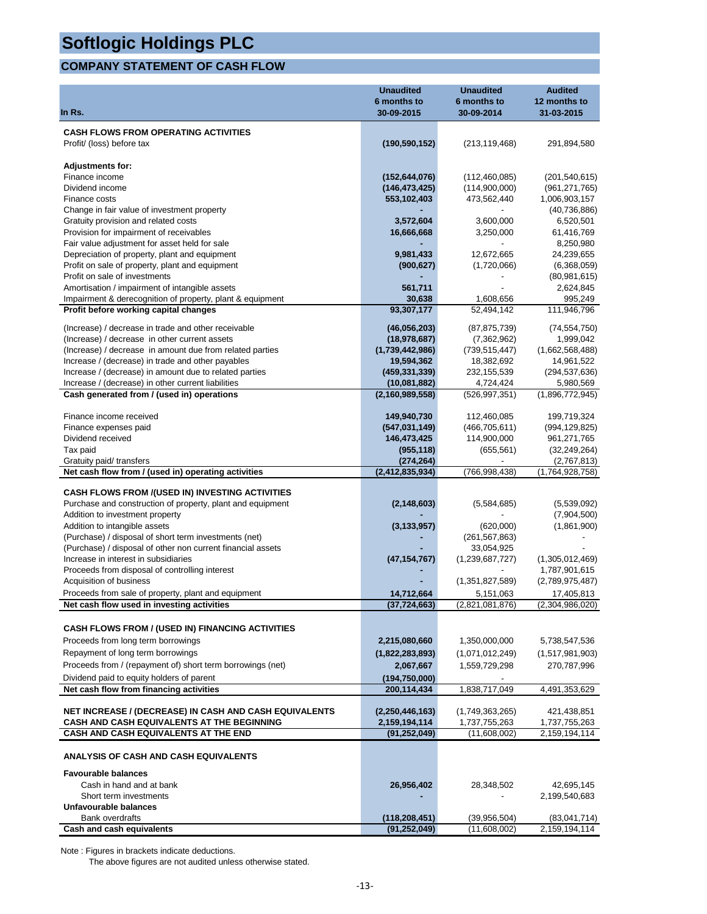# Softlogic Holdings PLC

## COMPANY STATEMENT OF CASH FLOW

| In Rs. | Unaudited 6 months to 30-09-2015 | Unaudited 6 months to 30-09-2014 | Audited 12 months to 31-03-2015 |
|---|---|---|---|
| **CASH FLOWS FROM OPERATING ACTIVITIES** | | | |
| Profit/ (loss) before tax | **(190,590,152)** | (213,119,468) | 291,894,580 |
| **Adjustments for:** | | | |
| Finance income | **(152,644,076)** | (112,460,085) | (201,540,615) |
| Dividend income | **(146,473,425)** | (114,900,000) | (961,271,765) |
| Finance costs | **553,102,403** | 473,562,440 | 1,006,903,157 |
| Change in fair value of investment property | **-** | - | (40,736,886) |
| Gratuity provision and related costs | **3,572,604** | 3,600,000 | 6,520,501 |
| Provision for impairment of receivables | **16,666,668** | 3,250,000 | 61,416,769 |
| Fair value adjustment for asset held for sale | **-** | - | 8,250,980 |
| Depreciation of property, plant and equipment | **9,981,433** | 12,672,665 | 24,239,655 |
| Profit on sale of property, plant and equipment | **(900,627)** | (1,720,066) | (6,368,059) |
| Profit on sale of investments | **-** | - | (80,981,615) |
| Amortisation / impairment of intangible assets | **561,711** | - | 2,624,845 |
| Impairment & derecognition of property, plant & equipment | **30,638** | 1,608,656 | 995,249 |
| **Profit before working capital changes** | **93,307,177** | 52,494,142 | 111,946,796 |
| (Increase) / decrease in trade and other receivable | **(46,056,203)** | (87,875,739) | (74,554,750) |
| (Increase) / decrease in other current assets | **(18,978,687)** | (7,362,962) | 1,999,042 |
| (Increase) / decrease in amount due from related parties | **(1,739,442,986)** | (739,515,447) | (1,662,568,488) |
| Increase / (decrease) in trade and other payables | **19,594,362** | 18,382,692 | 14,961,522 |
| Increase / (decrease) in amount due to related parties | **(459,331,339)** | 232,155,539 | (294,537,636) |
| Increase / (decrease) in other current liabilities | **(10,081,882)** | 4,724,424 | 5,980,569 |
| **Cash generated from / (used in) operations** | **(2,160,989,558)** | (526,997,351) | (1,896,772,945) |
| Finance income received | **149,940,730** | 112,460,085 | 199,719,324 |
| Finance expenses paid | **(547,031,149)** | (466,705,611) | (994,129,825) |
| Dividend received | **146,473,425** | 114,900,000 | 961,271,765 |
| Tax paid | **(955,118)** | (655,561) | (32,249,264) |
| Gratuity paid/ transfers | **(274,264)** | - | (2,767,813) |
| **Net cash flow from / (used in) operating activities** | **(2,412,835,934)** | (766,998,438) | (1,764,928,758) |
| **CASH FLOWS FROM /(USED IN) INVESTING ACTIVITIES** | | | |
| Purchase and construction of property, plant and equipment | **(2,148,603)** | (5,584,685) | (5,539,092) |
| Addition to investment property | **-** | - | (7,904,500) |
| Addition to intangible assets | **(3,133,957)** | (620,000) | (1,861,900) |
| (Purchase) / disposal of short term investments (net) | **-** | (261,567,863) | - |
| (Purchase) / disposal of other non current financial assets | **-** | 33,054,925 | - |
| Increase in interest in subsidiaries | **(47,154,767)** | (1,239,687,727) | (1,305,012,469) |
| Proceeds from disposal of controlling interest | **-** | - | 1,787,901,615 |
| Acquisition of business | **-** | (1,351,827,589) | (2,789,975,487) |
| Proceeds from sale of property, plant and equipment | **14,712,664** | 5,151,063 | 17,405,813 |
| **Net cash flow used in investing activities** | **(37,724,663)** | (2,821,081,876) | (2,304,986,020) |
| **CASH FLOWS FROM / (USED IN) FINANCING ACTIVITIES** | | | |
| Proceeds from long term borrowings | **2,215,080,660** | 1,350,000,000 | 5,738,547,536 |
| Repayment of long term borrowings | **(1,822,283,893)** | (1,071,012,249) | (1,517,981,903) |
| Proceeds from / (repayment of) short term borrowings (net) | **2,067,667** | 1,559,729,298 | 270,787,996 |
| Dividend paid to equity holders of parent | **(194,750,000)** | - | |
| **Net cash flow from financing activities** | **200,114,434** | 1,838,717,049 | 4,491,353,629 |
| **NET INCREASE / (DECREASE) IN CASH AND CASH EQUIVALENTS** | **(2,250,446,163)** | (1,749,363,265) | 421,438,851 |
| **CASH AND CASH EQUIVALENTS AT THE BEGINNING** | **2,159,194,114** | 1,737,755,263 | 1,737,755,263 |
| **CASH AND CASH EQUIVALENTS AT THE END** | **(91,252,049)** | (11,608,002) | 2,159,194,114 |
| **ANALYSIS OF CASH AND CASH EQUIVALENTS** | | | |
| **Favourable balances** | | | |
| Cash in hand and at bank | **26,956,402** | 28,348,502 | 42,695,145 |
| Short term investments | **-** | - | 2,199,540,683 |
| **Unfavourable balances** | | | |
| Bank overdrafts | **(118,208,451)** | (39,956,504) | (83,041,714) |
| **Cash and cash equivalents** | **(91,252,049)** | (11,608,002) | 2,159,194,114 |

Note : Figures in brackets indicate deductions.

The above figures are not audited unless otherwise stated.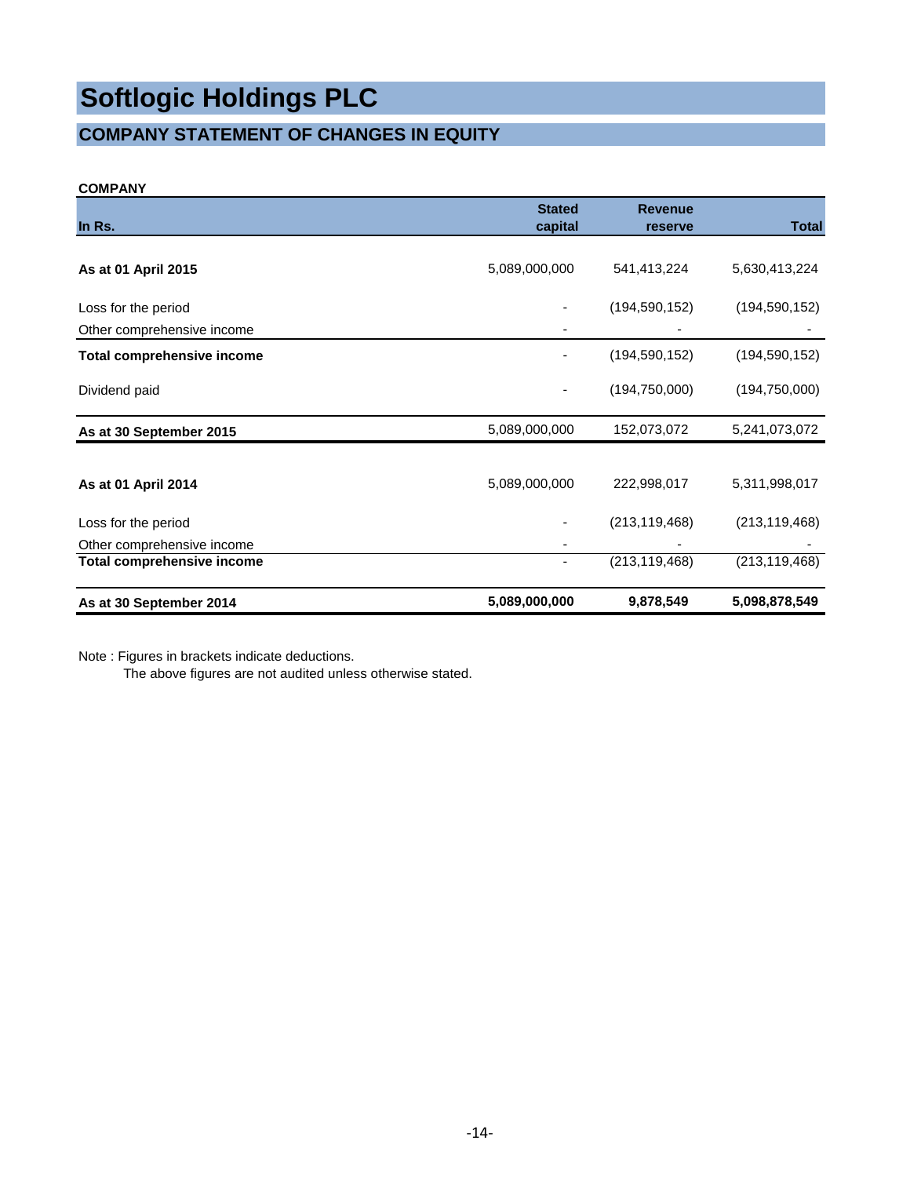# Softlogic Holdings PLC

## COMPANY STATEMENT OF CHANGES IN EQUITY

**COMPANY**

| In Rs. | Stated capital | Revenue reserve | Total |
|---|---|---|---|
| **As at 01 April 2015** | 5,089,000,000 | 541,413,224 | 5,630,413,224 |
| Loss for the period | - | (194,590,152) | (194,590,152) |
| Other comprehensive income | - | - | - |
| **Total comprehensive income** | - | (194,590,152) | (194,590,152) |
| Dividend paid | - | (194,750,000) | (194,750,000) |
| **As at 30 September 2015** | 5,089,000,000 | 152,073,072 | 5,241,073,072 |
| | | | |
| **As at 01 April 2014** | 5,089,000,000 | 222,998,017 | 5,311,998,017 |
| Loss for the period | - | (213,119,468) | (213,119,468) |
| Other comprehensive income | - | - | - |
| **Total comprehensive income** | - | (213,119,468) | (213,119,468) |
| **As at 30 September 2014** | **5,089,000,000** | **9,878,549** | **5,098,878,549** |

Note : Figures in brackets indicate deductions.
The above figures are not audited unless otherwise stated.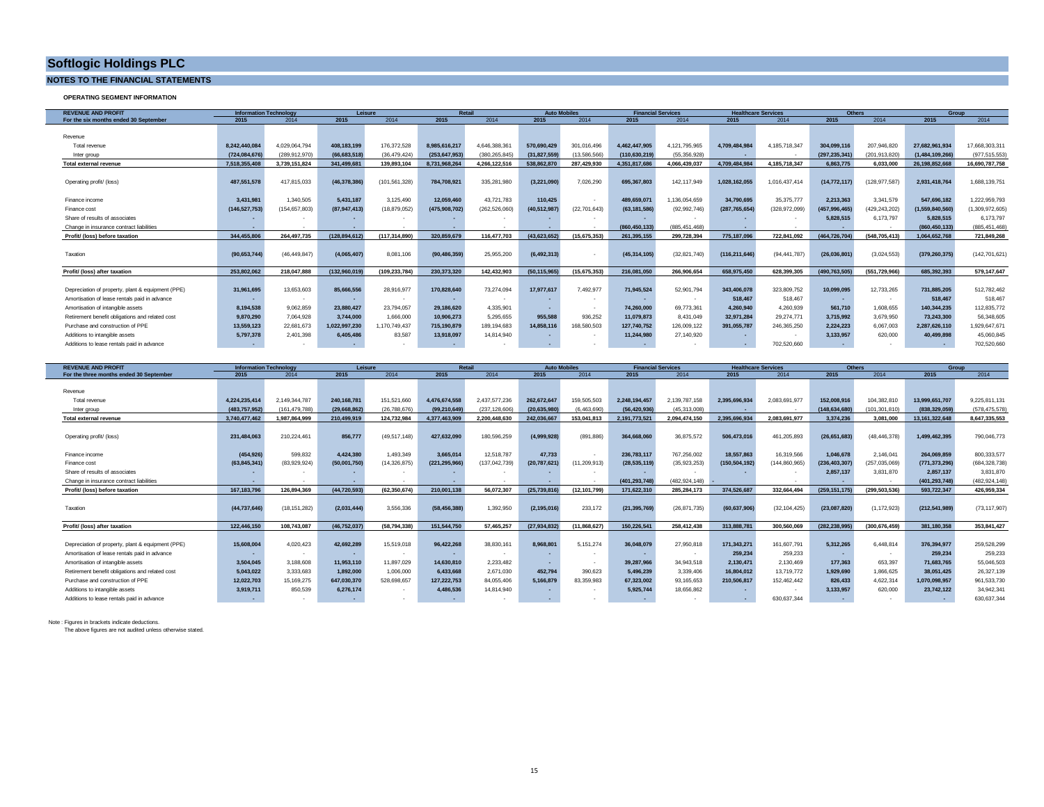# Softlogic Holdings PLC

## NOTES TO THE FINANCIAL STATEMENTS

### OPERATING SEGMENT INFORMATION

| REVENUE AND PROFIT | Information Technology | | Leisure | | Retail | | Auto Mobiles | | Financial Services | | Healthcare Services | | Others | | Group | |
|---|---|---|---|---|---|---|---|---|---|---|---|---|---|---|---|---|
| For the six months ended 30 September | 2015 | 2014 | 2015 | 2014 | 2015 | 2014 | 2015 | 2014 | 2015 | 2014 | 2015 | 2014 | 2015 | 2014 | 2015 | 2014 |
| Revenue | | | | | | | | | | | | | | | | |
| Total revenue | 8,242,440,084 | 4,029,064,794 | 408,183,199 | 176,372,528 | 8,985,616,217 | 4,646,388,361 | 570,690,429 | 301,016,496 | 4,462,447,905 | 4,121,795,965 | 4,709,484,984 | 4,185,718,347 | 304,099,116 | 207,946,820 | 27,682,961,934 | 17,668,303,311 |
| Inter group | (724,084,676) | (289,912,970) | (66,683,518) | (36,479,424) | (253,647,953) | (380,265,845) | (31,827,559) | (13,586,566) | (110,630,219) | (55,356,928) | - | - | (297,235,341) | (201,913,820) | (1,484,109,266) | (977,515,553) |
| **Total external revenue** | 7,518,355,408 | 3,739,151,824 | 341,499,681 | 139,893,104 | 8,731,968,264 | 4,266,122,516 | 538,862,870 | 287,429,930 | 4,351,817,686 | 4,066,439,037 | 4,709,484,984 | 4,185,718,347 | 6,863,775 | 6,033,000 | 26,198,852,668 | 16,690,787,758 |
| Operating profit/ (loss) | 487,551,578 | 417,815,033 | (46,378,386) | (101,561,328) | 784,708,921 | 335,281,980 | (3,221,090) | 7,026,290 | 695,367,803 | 142,117,949 | 1,028,162,055 | 1,016,437,414 | (14,772,117) | (128,977,587) | 2,931,418,764 | 1,688,139,751 |
| Finance income | 3,431,981 | 1,340,505 | 5,431,187 | 3,125,490 | 12,059,460 | 43,721,783 | 110,425 | - | 489,659,071 | 1,136,054,659 | 34,790,695 | 35,375,777 | 2,213,363 | 3,341,579 | 547,696,182 | 1,222,959,793 |
| Finance cost | (146,527,753) | (154,657,803) | (87,947,413) | (18,879,052) | (475,908,702) | (262,526,060) | (40,512,987) | (22,701,643) | (63,181,586) | (92,992,746) | (287,765,654) | (328,972,099) | (457,996,465) | (429,243,202) | (1,559,840,560) | (1,309,972,605) |
| Share of results of associates | - | - | - | - | - | - | - | - | - | - | - | - | 5,828,515 | 6,173,797 | 5,828,515 | 6,173,797 |
| Change in insurance contract liabilities | - | - | - | - | - | - | - | - | (860,450,133) | (885,451,468) | - | - | - | - | (860,450,133) | (885,451,468) |
| **Profit/ (loss) before taxation** | 344,455,806 | 264,497,735 | (128,894,612) | (117,314,890) | 320,859,679 | 116,477,703 | (43,623,652) | (15,675,353) | 261,395,155 | 299,728,394 | 775,187,096 | 722,841,092 | (464,726,704) | (548,705,413) | 1,064,652,768 | 721,849,268 |
| Taxation | (90,653,744) | (46,449,847) | (4,065,407) | 8,081,106 | (90,486,359) | 25,955,200 | (6,492,313) | - | (45,314,105) | (32,821,740) | (116,211,646) | (94,441,787) | (26,036,801) | (3,024,553) | (379,260,375) | (142,701,621) |
| **Profit/ (loss) after taxation** | 253,802,062 | 218,047,888 | (132,960,019) | (109,233,784) | 230,373,320 | 142,432,903 | (50,115,965) | (15,675,353) | 216,081,050 | 266,906,654 | 658,975,450 | 628,399,305 | (490,763,505) | (551,729,966) | 685,392,393 | 579,147,647 |
| Depreciation of property, plant & equipment (PPE) | 31,961,695 | 13,653,603 | 85,666,556 | 28,916,977 | 170,828,640 | 73,274,094 | 17,977,617 | 7,492,977 | 71,945,524 | 52,901,794 | 343,406,078 | 323,809,752 | 10,099,095 | 12,733,265 | 731,885,205 | 512,782,462 |
| Amortisation of lease rentals paid in advance | - | - | - | - | - | - | - | - | - | - | 518,467 | 518,467 | - | - | 518,467 | 518,467 |
| Amortisation of intangible assets | 8,194,538 | 9,062,859 | 23,880,427 | 23,794,057 | 29,186,620 | 4,335,901 | - | - | 74,260,000 | 69,773,361 | 4,260,940 | 4,260,939 | 561,710 | 1,608,655 | 140,344,235 | 112,835,772 |
| Retirement benefit obligations and related cost | 9,870,290 | 7,064,928 | 3,744,000 | 1,666,000 | 10,906,273 | 5,295,655 | 955,588 | 936,252 | 11,079,873 | 8,431,049 | 32,971,284 | 29,274,771 | 3,715,992 | 3,679,950 | 73,243,300 | 56,348,605 |
| Purchase and construction of PPE | 13,559,123 | 22,681,673 | 1,022,997,230 | 1,170,749,437 | 715,190,879 | 189,194,683 | 14,858,116 | 168,580,503 | 127,740,752 | 126,009,122 | 391,055,787 | 246,365,250 | 2,224,223 | 6,067,003 | 2,287,626,110 | 1,929,647,671 |
| Additions to intangible assets | 5,797,378 | 2,401,398 | 6,405,486 | 83,587 | 13,918,097 | 14,814,940 | - | - | 11,244,980 | 27,140,920 | - | - | 3,133,957 | 620,000 | 40,499,898 | 45,060,845 |
| Additions to lease rentals paid in advance | - | - | - | - | - | - | - | - | - | - | - | 702,520,660 | - | - | - | 702,520,660 |

| REVENUE AND PROFIT | Information Technology | | Leisure | | Retail | | Auto Mobiles | | Financial Services | | Healthcare Services | | Others | | Group | |
|---|---|---|---|---|---|---|---|---|---|---|---|---|---|---|---|---|
| For the three months ended 30 September | 2015 | 2014 | 2015 | 2014 | 2015 | 2014 | 2015 | 2014 | 2015 | 2014 | 2015 | 2014 | 2015 | 2014 | 2015 | 2014 |
| Revenue | | | | | | | | | | | | | | | | |
| Total revenue | 4,224,235,414 | 2,149,344,787 | 240,168,781 | 151,521,660 | 4,476,674,558 | 2,437,577,236 | 262,672,647 | 159,505,503 | 2,248,194,457 | 2,139,787,158 | 2,395,696,934 | 2,083,691,977 | 152,008,916 | 104,382,810 | 13,999,651,707 | 9,225,811,131 |
| Inter group | (483,757,952) | (161,479,788) | (29,668,862) | (26,788,676) | (99,210,649) | (237,128,606) | (20,635,980) | (6,463,690) | (56,420,936) | (45,313,008) | - | - | (148,634,680) | (101,301,810) | (838,329,059) | (578,475,578) |
| **Total external revenue** | 3,740,477,462 | 1,987,864,999 | 210,499,919 | 124,732,984 | 4,377,463,909 | 2,200,448,630 | 242,036,667 | 153,041,813 | 2,191,773,521 | 2,094,474,150 | 2,395,696,934 | 2,083,691,977 | 3,374,236 | 3,081,000 | 13,161,322,648 | 8,647,335,553 |
| Operating profit/ (loss) | 231,484,063 | 210,224,461 | 856,777 | (49,517,148) | 427,632,090 | 180,596,259 | (4,999,928) | (891,886) | 364,668,060 | 36,875,572 | 506,473,016 | 461,205,893 | (26,651,683) | (48,446,378) | 1,499,462,395 | 790,046,773 |
| Finance income | (454,926) | 599,832 | 4,424,380 | 1,493,349 | 3,665,014 | 12,518,787 | 47,733 | - | 236,783,117 | 767,256,002 | 18,557,863 | 16,319,566 | 1,046,678 | 2,146,041 | 264,069,859 | 800,333,577 |
| Finance cost | (63,845,341) | (83,929,924) | (50,001,750) | (14,326,875) | (221,295,966) | (137,042,739) | (20,787,621) | (11,209,913) | (28,535,119) | (35,923,253) | (150,504,192) | (144,860,965) | (236,403,307) | (257,035,069) | (771,373,296) | (684,328,738) |
| Share of results of associates | - | - | - | - | - | - | - | - | - | - | - | - | 2,857,137 | 3,831,870 | 2,857,137 | 3,831,870 |
| Change in insurance contract liabilities | - | - | - | - | - | - | - | - | (401,293,748) | (482,924,148) | - | - | - | - | (401,293,748) | (482,924,148) |
| **Profit/ (loss) before taxation** | 167,183,796 | 126,894,369 | (44,720,593) | (62,350,674) | 210,001,138 | 56,072,307 | (25,739,816) | (12,101,799) | 171,622,310 | 285,284,173 | 374,526,687 | 332,664,494 | (259,151,175) | (299,503,536) | 593,722,347 | 426,959,334 |
| Taxation | (44,737,646) | (18,151,282) | (2,031,444) | 3,556,336 | (58,456,388) | 1,392,950 | (2,195,016) | 233,172 | (21,395,769) | (26,871,735) | (60,637,906) | (32,104,425) | (23,087,820) | (1,172,923) | (212,541,989) | (73,117,907) |
| **Profit/ (loss) after taxation** | 122,446,150 | 108,743,087 | (46,752,037) | (58,794,338) | 151,544,750 | 57,465,257 | (27,934,832) | (11,868,627) | 150,226,541 | 258,412,438 | 313,888,781 | 300,560,069 | (282,238,995) | (300,676,459) | 381,180,358 | 353,841,427 |
| Depreciation of property, plant & equipment (PPE) | 15,608,004 | 4,020,423 | 42,692,289 | 15,519,018 | 96,422,268 | 38,830,161 | 8,968,801 | 5,151,274 | 36,048,079 | 27,950,818 | 171,343,271 | 161,607,791 | 5,312,265 | 6,448,814 | 376,394,977 | 259,528,299 |
| Amortisation of lease rentals paid in advance | - | - | - | - | - | - | - | - | - | - | 259,234 | 259,233 | - | - | 259,234 | 259,233 |
| Amortisation of intangible assets | 3,504,045 | 3,188,608 | 11,953,110 | 11,897,029 | 14,630,810 | 2,233,482 | - | - | 39,287,966 | 34,943,518 | 2,130,471 | 2,130,469 | 177,363 | 653,397 | 71,683,765 | 55,046,503 |
| Retirement benefit obligations and related cost | 5,043,022 | 3,333,683 | 1,892,000 | 1,006,000 | 6,433,668 | 2,671,030 | 452,794 | 390,623 | 5,496,239 | 3,339,406 | 16,804,012 | 13,719,772 | 1,929,690 | 1,866,625 | 38,051,425 | 26,327,139 |
| Purchase and construction of PPE | 12,022,703 | 15,169,275 | 647,030,370 | 528,698,657 | 127,222,753 | 84,055,406 | 5,166,879 | 83,359,983 | 67,323,002 | 93,165,653 | 210,506,817 | 152,462,442 | 826,433 | 4,622,314 | 1,070,098,957 | 961,533,730 |
| Additions to intangible assets | 3,919,711 | 850,539 | 6,276,174 | - | 4,486,536 | 14,814,940 | - | - | 5,925,744 | 18,656,862 | - | - | 3,133,957 | 620,000 | 23,742,122 | 34,942,341 |
| Additions to lease rentals paid in advance | - | - | - | - | - | - | - | - | - | - | - | 630,637,344 | - | - | - | 630,637,344 |

Note : Figures in brackets indicate deductions.
The above figures are not audited unless otherwise stated.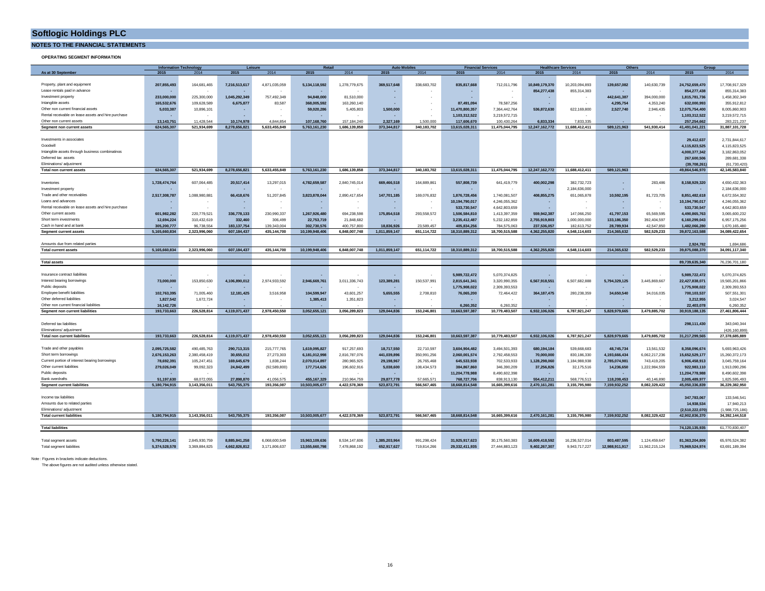# Softlogic Holdings PLC

## NOTES TO THE FINANCIAL STATEMENTS

### OPERATING SEGMENT INFORMATION

| As at 30 September | Information Technology | | Leisure | | Retail | | Auto Mobiles | | Financial Services | | Healthcare Services | | Others | | Group | |
|---|---|---|---|---|---|---|---|---|---|---|---|---|---|---|---|---|
| | 2015 | 2014 | 2015 | 2014 | 2015 | 2014 | 2015 | 2014 | 2015 | 2014 | 2015 | 2014 | 2015 | 2014 | 2015 | 2014 |
| Property, plant and equipment | 207,855,493 | 164,681,465 | 7,216,513,617 | 4,871,035,059 | 5,134,118,592 | 1,278,779,675 | 369,517,648 | 338,683,702 | 835,817,668 | 712,011,796 | 10,849,179,370 | 10,203,094,893 | 139,657,082 | 140,630,739 | 24,752,659,470 | 17,708,917,329 |
| Lease rentals paid in advance | - | - | - | - | - | - | - | - | - | - | 854,277,438 | 855,314,383 | - | - | 854,277,438 | 855,314,383 |
| Investment property | 233,000,000 | 225,300,000 | 1,045,292,349 | 757,492,349 | 94,848,000 | 81,510,000 | - | - | - | - | - | - | 442,641,387 | 394,000,000 | 1,815,781,736 | 1,458,302,349 |
| Intangible assets | 165,532,676 | 109,628,589 | 6,675,877 | 83,587 | 368,005,592 | 163,260,140 | - | - | 87,491,094 | 78,587,256 | - | - | 4,295,754 | 4,353,240 | 632,000,993 | 355,912,812 |
| Other non current financial assets | 5,033,387 | 10,896,101 | - | - | 59,020,286 | 5,405,803 | 1,500,000 | - | 11,470,800,357 | 7,364,442,764 | 536,872,630 | 622,169,800 | 2,527,740 | 2,946,435 | 12,075,754,400 | 8,005,860,903 |
| Rental receivable on lease assets and hire purchase | - | - | - | - | - | - | - | - | 1,103,312,522 | 3,219,572,715 | - | - | - | - | 1,103,312,522 | 3,219,572,715 |
| Other non current assets | 13,143,751 | 11,428,544 | 10,174,978 | 4,844,854 | 107,168,760 | 157,184,240 | 2,327,169 | 1,500,000 | 117,606,670 | 100,430,264 | 6,833,334 | 7,833,335 | - | - | 257,254,662 | 283,221,237 |
| **Segment non current assets** | 624,565,307 | 521,934,699 | 8,278,656,821 | 5,633,455,849 | 5,763,161,230 | 1,686,139,858 | 373,344,817 | 340,183,702 | 13,615,028,311 | 11,475,044,795 | 12,247,162,772 | 11,688,412,411 | 589,121,963 | 541,930,414 | 41,491,041,221 | 31,887,101,728 |
| Investments in associates | | | | | | | | | | | | | | | 29,412,637 | 2,731,844,617 |
| Goodwill | | | | | | | | | | | | | | | 4,115,823,525 | 4,115,823,525 |
| Intangible assets through business combinations | | | | | | | | | | | | | | | 4,000,377,342 | 3,182,863,052 |
| Deferred tax assets | | | | | | | | | | | | | | | 267,600,506 | 289,681,338 |
| Eliminations/ adjustment | | | | | | | | | | | | | | | (39,708,261) | (61,730,420) |
| **Total non current assets** | 624,565,307 | 521,934,699 | 8,278,656,821 | 5,633,455,849 | 5,763,161,230 | 1,686,139,858 | 373,344,817 | 340,183,702 | 13,615,028,311 | 11,475,044,795 | 12,247,162,772 | 11,688,412,411 | 589,121,963 | | 49,864,546,970 | 42,145,583,840 |
| Inventories | 1,728,474,764 | 607,064,485 | 20,517,414 | 13,297,015 | 4,782,659,587 | 2,840,745,014 | 669,466,518 | 164,889,861 | 557,808,739 | 641,419,779 | 400,002,298 | 382,732,723 | - | 283,486 | 8,158,929,320 | 4,650,432,363 |
| Investment property | - | - | - | - | - | - | - | - | - | - | - | 2,184,636,000 | - | - | - | 2,184,636,000 |
| Trade and other receivables | 2,517,308,787 | 1,088,980,881 | 66,418,676 | 51,207,845 | 3,823,878,044 | 2,890,417,654 | 147,701,185 | 169,076,832 | 1,876,728,456 | 1,740,081,507 | 408,855,275 | 651,065,878 | 10,592,195 | 81,723,705 | 8,851,482,618 | 6,672,554,302 |
| Loans and advances | - | - | - | - | - | - | - | - | 10,194,790,017 | 4,246,055,362 | - | - | - | - | 10,194,790,017 | 4,246,055,362 |
| Rental receivable on lease assets and hire purchase | - | - | - | - | - | - | - | - | 533,730,547 | 4,642,803,659 | - | - | - | - | 533,730,547 | 4,642,803,659 |
| Other current assets | 601,982,282 | 220,779,521 | 336,778,133 | 230,990,337 | 1,267,926,480 | 694,238,598 | 175,854,518 | 293,558,572 | 1,506,584,810 | 1,413,397,359 | 559,942,387 | 147,066,250 | 41,797,153 | 65,569,595 | 4,490,865,763 | 3,065,600,232 |
| Short term investments | 12,694,224 | 310,432,619 | 332,460 | 306,499 | 22,753,719 | 21,848,682 | - | - | 3,235,412,487 | 5,232,182,859 | 2,755,919,803 | 1,000,000,000 | 133,186,350 | 392,404,597 | 6,160,299,043 | 6,957,175,256 |
| Cash in hand and at bank | 305,200,777 | 96,738,554 | 183,137,754 | 139,343,004 | 302,730,576 | 400,757,800 | 18,836,926 | 23,589,457 | 405,834,256 | 784,575,063 | 237,536,057 | 182,613,752 | 28,789,934 | 42,547,850 | 1,482,066,280 | 1,670,165,480 |
| **Segment current assets** | 5,165,660,834 | 2,323,996,060 | 607,184,437 | 435,144,700 | 10,199,948,406 | 6,848,007,748 | 1,011,859,147 | 651,114,722 | 18,310,889,312 | 18,700,515,588 | 4,362,255,820 | 4,548,114,603 | 214,365,632 | 582,529,233 | 39,872,163,588 | 34,089,422,654 |
| Amounts due from related parties | | | | | | | | | | | | | | | 2,924,782 | 1,694,686 |
| **Total current assets** | 5,165,660,834 | 2,323,996,060 | 607,184,437 | 435,144,700 | 10,199,948,406 | 6,848,007,748 | 1,011,859,147 | 651,114,722 | 18,310,889,312 | 18,700,515,588 | 4,362,255,820 | 4,548,114,603 | 214,365,632 | 582,529,233 | 39,875,088,370 | 34,091,117,340 |
| **Total assets** | | | | | | | | | | | | | | | 89,739,635,340 | 76,236,701,180 |
| Insurance contract liabilities | - | - | - | - | - | - | - | - | 5,989,722,472 | 5,070,374,825 | - | - | - | - | 5,989,722,472 | 5,070,374,825 |
| Interest bearing borrowings | 73,000,000 | 153,850,630 | 4,106,890,012 | 2,974,933,592 | 2,946,669,761 | 3,011,336,743 | 123,389,281 | 150,537,991 | 2,815,641,341 | 3,320,990,355 | 6,567,918,551 | 6,507,682,888 | 5,794,329,125 | 3,445,869,667 | 22,427,838,071 | 19,565,201,866 |
| Public deposits | - | - | - | - | - | - | - | - | 1,775,908,022 | 2,309,393,553 | - | - | - | - | 1,775,908,022 | 2,309,393,553 |
| Employee benefit liabilities | 102,763,395 | 71,005,460 | 12,181,425 | 3,516,958 | 104,599,947 | 43,601,257 | 5,655,555 | 2,708,810 | 76,065,200 | 72,464,422 | 364,187,475 | 280,238,359 | 34,650,540 | 34,016,035 | 700,103,537 | 507,551,301 |
| Other deferred liabilities | 1,827,542 | 1,672,724 | - | - | 1,385,413 | 1,351,823 | - | - | - | - | - | - | - | - | 3,212,955 | 3,024,547 |
| Other non current financial liabilities | 16,142,726 | - | - | - | - | - | - | - | 6,260,352 | 6,260,352 | - | - | - | - | 22,403,078 | 6,260,352 |
| **Segment non current liabilities** | 193,733,663 | 226,528,814 | 4,119,071,437 | 2,978,450,550 | 3,052,655,121 | 3,056,289,823 | 129,044,836 | 153,246,801 | 10,663,597,387 | 10,779,483,507 | 6,932,106,026 | 6,787,921,247 | 5,828,979,665 | 3,479,885,702 | 30,919,188,135 | 27,461,806,444 |
| Deferred tax liabilities | | | | | | | | | | | | | | | 298,111,430 | 343,040,344 |
| Eliminations/ adjustment | | | | | | | | | | | | | | | - | (426,160,899) |
| **Total non current liabilities** | 193,733,663 | 226,528,814 | 4,119,071,437 | 2,978,450,550 | 3,052,655,121 | 3,056,289,823 | 129,044,836 | 153,246,801 | 10,663,597,387 | 10,779,483,507 | 6,932,106,026 | 6,787,921,247 | 5,828,979,665 | 3,479,885,702 | 31,217,299,565 | 27,378,685,889 |
| Trade and other payables | 2,095,725,582 | 490,485,763 | 290,713,315 | 215,777,765 | 1,619,095,827 | 917,257,693 | 18,717,550 | 22,710,597 | 3,604,904,482 | 3,494,501,393 | 680,194,184 | 539,668,683 | 48,745,734 | 13,561,532 | 8,358,096,674 | 5,693,963,426 |
| Short term borrowings | 2,676,153,263 | 2,380,458,419 | 30,655,012 | 27,273,303 | 6,181,012,998 | 2,816,787,076 | 441,039,896 | 350,991,256 | 2,060,001,574 | 2,792,458,553 | 70,000,000 | 830,186,330 | 4,193,666,434 | 6,062,217,236 | 15,652,529,177 | 15,260,372,173 |
| Current portion of interest bearing borrowings | 78,692,391 | 105,247,451 | 169,645,679 | 1,838,244 | 2,070,014,897 | 280,965,925 | 29,198,967 | 26,765,468 | 645,533,938 | 702,533,933 | 1,128,298,060 | 1,184,988,938 | 2,785,074,981 | 743,419,205 | 6,906,458,913 | 3,045,759,164 |
| Other current liabilities | 279,026,049 | 99,092,323 | 24,842,499 | (92,589,800) | 177,714,626 | 196,602,916 | 5,038,600 | 108,434,573 | 384,867,860 | 346,390,209 | 37,256,826 | 32,175,516 | 14,236,650 | 1,222,984,559 | 922,983,110 | 1,913,090,296 |
| Public deposits | - | - | - | - | - | - | - | - | 11,204,778,988 | 8,490,602,398 | - | - | - | - | 11,204,778,988 | 8,490,602,398 |
| Bank overdrafts | 51,197,630 | 68,072,055 | 27,898,870 | 41,056,575 | 455,167,329 | 210,964,759 | 29,877,778 | 57,665,571 | 768,727,706 | 838,913,130 | 554,412,211 | 568,776,513 | 118,208,453 | 40,146,890 | 2,005,489,977 | 1,825,595,493 |
| **Segment current liabilities** | 5,180,794,915 | 3,143,356,011 | 543,755,375 | 193,356,087 | 10,503,005,677 | 4,422,578,369 | 523,872,791 | 566,567,465 | 18,668,814,548 | 16,665,399,616 | 2,470,161,281 | 3,155,795,980 | 7,159,932,252 | 8,082,329,422 | 45,050,336,839 | 36,229,382,950 |
| Income tax liabilities | | | | | | | | | | | | | | | 347,783,067 | 133,546,541 |
| Amounts due to related parties | | | | | | | | | | | | | | | 14,938,534 | 17,940,213 |
| Eliminations/ adjustment | | | | | | | | | | | | | | | (2,510,222,070) | (1,988,725,186) |
| **Total current liabilities** | 5,180,794,915 | 3,143,356,011 | 543,755,375 | 193,356,087 | 10,503,005,677 | 4,422,578,369 | 523,872,791 | 566,567,465 | 18,668,814,548 | 16,665,399,616 | 2,470,161,281 | 3,155,795,980 | 7,159,932,252 | 8,082,329,422 | 42,902,836,370 | 34,392,144,518 |
| **Total liabilities** | | | | | | | | | | | | | | | 74,120,135,935 | 61,770,830,407 |
| Total segment assets | 5,790,226,141 | 2,845,930,759 | 8,885,841,258 | 6,068,600,549 | 15,963,109,636 | 8,534,147,606 | 1,385,203,964 | 991,298,424 | 31,925,917,623 | 30,175,560,383 | 16,609,418,592 | 16,236,527,014 | 803,487,595 | 1,124,459,647 | 81,363,204,809 | 65,976,524,382 |
| Total segment liabilities | 5,374,528,578 | 3,369,884,825 | 4,662,826,812 | 3,171,806,637 | 13,555,660,798 | 7,478,868,192 | 652,917,627 | 719,814,266 | 29,332,411,935 | 27,444,883,123 | 9,402,267,307 | 9,943,717,227 | 12,988,911,917 | 11,562,215,124 | 75,969,524,974 | 63,691,189,394 |

Note : Figures in brackets indicate deductions.

The above figures are not audited unless otherwise stated.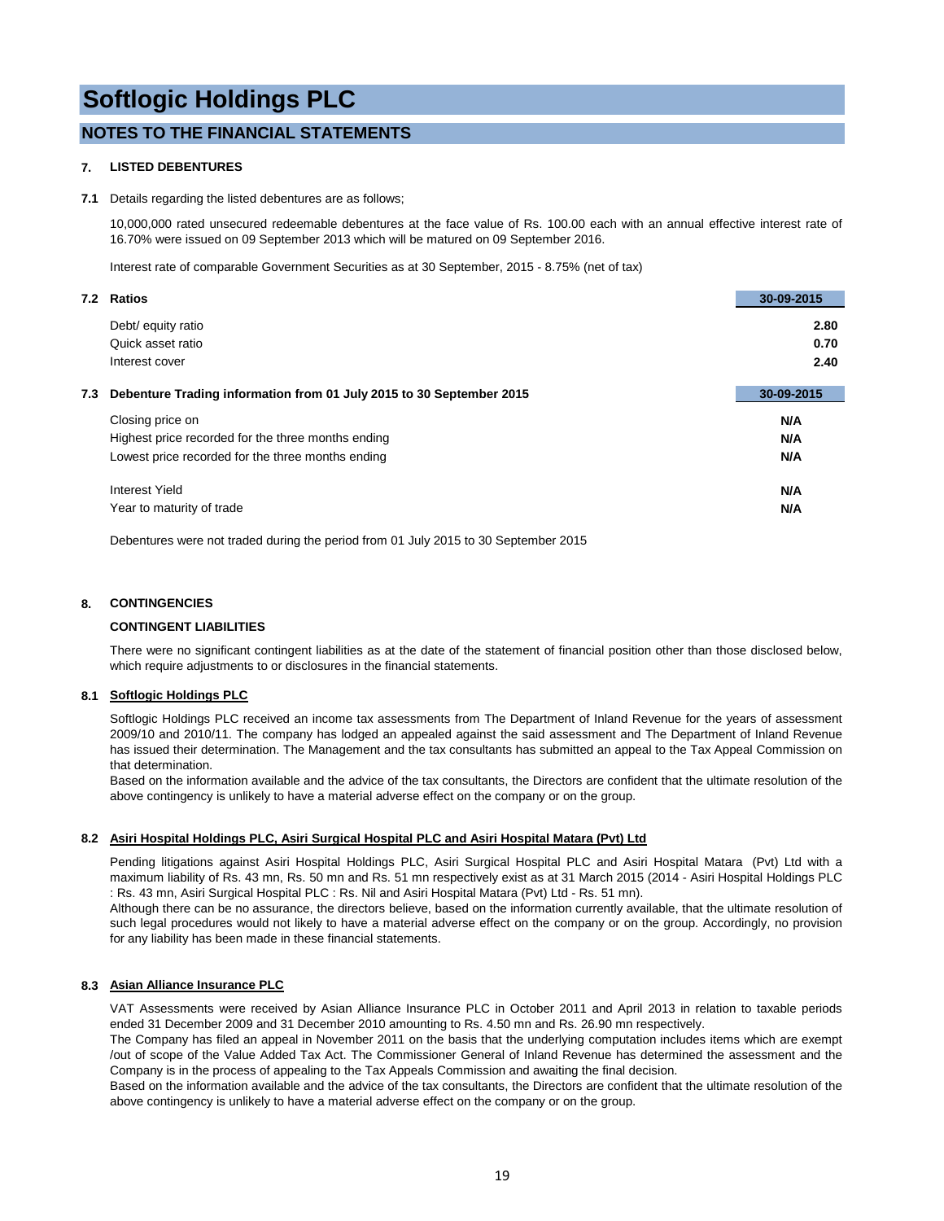# Softlogic Holdings PLC

## NOTES TO THE FINANCIAL STATEMENTS

### 7. LISTED DEBENTURES

**7.1** Details regarding the listed debentures are as follows;

10,000,000 rated unsecured redeemable debentures at the face value of Rs. 100.00 each with an annual effective interest rate of 16.70% were issued on 09 September 2013 which will be matured on 09 September 2016.

Interest rate of comparable Government Securities as at 30 September, 2015 - 8.75% (net of tax)

**7.2 Ratios**

| | 30-09-2015 |
|---|---|
| Debt/ equity ratio | 2.80 |
| Quick asset ratio | 0.70 |
| Interest cover | 2.40 |

**7.3 Debenture Trading information from 01 July 2015 to 30 September 2015**

| | 30-09-2015 |
|---|---|
| Closing price on | N/A |
| Highest price recorded for the three months ending | N/A |
| Lowest price recorded for the three months ending | N/A |
| Interest Yield | N/A |
| Year to maturity of trade | N/A |

Debentures were not traded during the period from 01 July 2015 to 30 September 2015

### 8. CONTINGENCIES

**CONTINGENT LIABILITIES**

There were no significant contingent liabilities as at the date of the statement of financial position other than those disclosed below, which require adjustments to or disclosures in the financial statements.

**8.1 Softlogic Holdings PLC**

Softlogic Holdings PLC received an income tax assessments from The Department of Inland Revenue for the years of assessment 2009/10 and 2010/11. The company has lodged an appealed against the said assessment and The Department of Inland Revenue has issued their determination. The Management and the tax consultants has submitted an appeal to the Tax Appeal Commission on that determination.
Based on the information available and the advice of the tax consultants, the Directors are confident that the ultimate resolution of the above contingency is unlikely to have a material adverse effect on the company or on the group.

**8.2 Asiri Hospital Holdings PLC, Asiri Surgical Hospital PLC and Asiri Hospital Matara (Pvt) Ltd**

Pending litigations against Asiri Hospital Holdings PLC, Asiri Surgical Hospital PLC and Asiri Hospital Matara (Pvt) Ltd with a maximum liability of Rs. 43 mn, Rs. 50 mn and Rs. 51 mn respectively exist as at 31 March 2015 (2014 - Asiri Hospital Holdings PLC : Rs. 43 mn, Asiri Surgical Hospital PLC : Rs. Nil and Asiri Hospital Matara (Pvt) Ltd - Rs. 51 mn).
Although there can be no assurance, the directors believe, based on the information currently available, that the ultimate resolution of such legal procedures would not likely to have a material adverse effect on the company or on the group. Accordingly, no provision for any liability has been made in these financial statements.

**8.3 Asian Alliance Insurance PLC**

VAT Assessments were received by Asian Alliance Insurance PLC in October 2011 and April 2013 in relation to taxable periods ended 31 December 2009 and 31 December 2010 amounting to Rs. 4.50 mn and Rs. 26.90 mn respectively.
The Company has filed an appeal in November 2011 on the basis that the underlying computation includes items which are exempt /out of scope of the Value Added Tax Act. The Commissioner General of Inland Revenue has determined the assessment and the Company is in the process of appealing to the Tax Appeals Commission and awaiting the final decision.
Based on the information available and the advice of the tax consultants, the Directors are confident that the ultimate resolution of the above contingency is unlikely to have a material adverse effect on the company or on the group.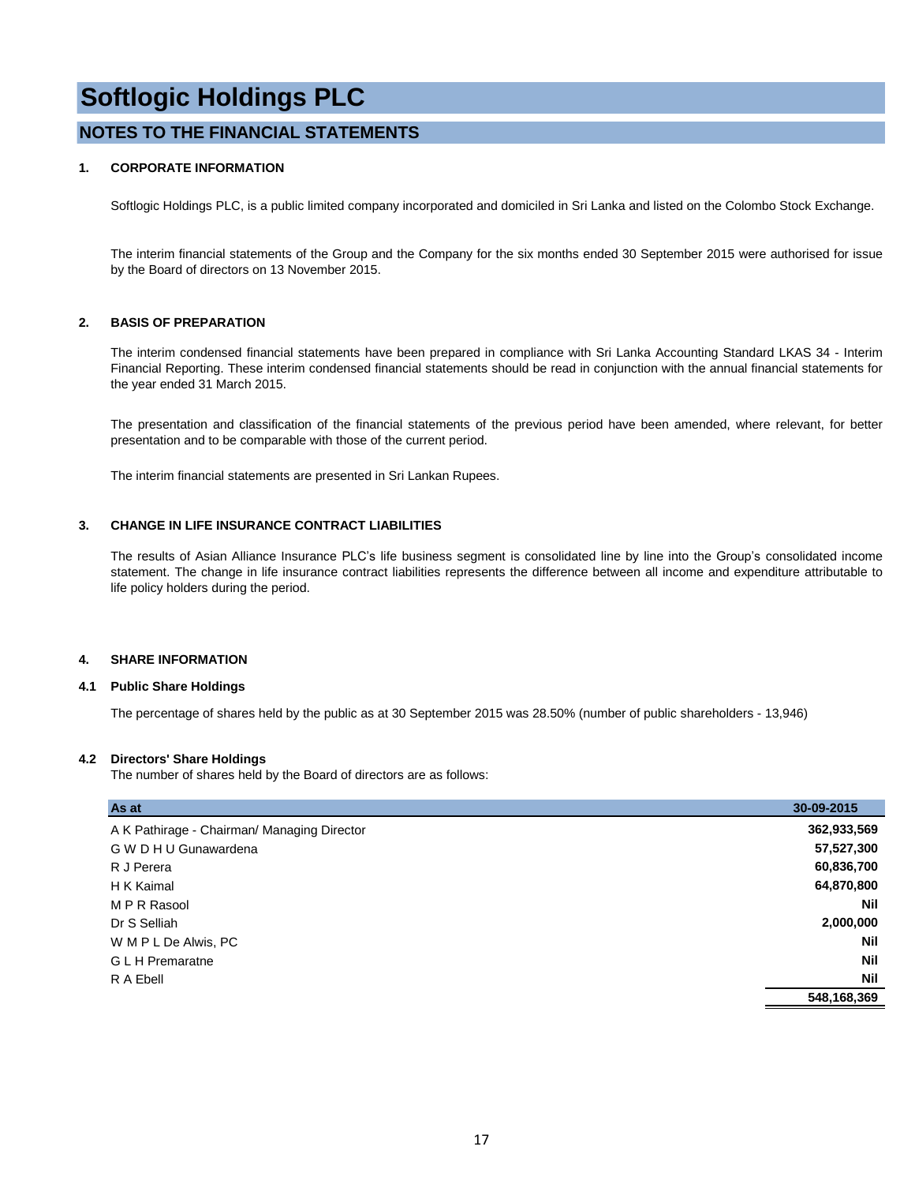# Softlogic Holdings PLC

## NOTES TO THE FINANCIAL STATEMENTS

### 1. CORPORATE INFORMATION

Softlogic Holdings PLC, is a public limited company incorporated and domiciled in Sri Lanka and listed on the Colombo Stock Exchange.

The interim financial statements of the Group and the Company for the six months ended 30 September 2015 were authorised for issue by the Board of directors on 13 November 2015.

### 2. BASIS OF PREPARATION

The interim condensed financial statements have been prepared in compliance with Sri Lanka Accounting Standard LKAS 34 - Interim Financial Reporting. These interim condensed financial statements should be read in conjunction with the annual financial statements for the year ended 31 March 2015.

The presentation and classification of the financial statements of the previous period have been amended, where relevant, for better presentation and to be comparable with those of the current period.

The interim financial statements are presented in Sri Lankan Rupees.

### 3. CHANGE IN LIFE INSURANCE CONTRACT LIABILITIES

The results of Asian Alliance Insurance PLC's life business segment is consolidated line by line into the Group's consolidated income statement. The change in life insurance contract liabilities represents the difference between all income and expenditure attributable to life policy holders during the period.

### 4. SHARE INFORMATION

#### 4.1 Public Share Holdings

The percentage of shares held by the public as at 30 September 2015 was 28.50% (number of public shareholders - 13,946)

#### 4.2 Directors' Share Holdings

The number of shares held by the Board of directors are as follows:

| As at | 30-09-2015 |
|---|---|
| A K Pathirage - Chairman/ Managing Director | 362,933,569 |
| G W D H U Gunawardena | 57,527,300 |
| R J Perera | 60,836,700 |
| H K Kaimal | 64,870,800 |
| M P R Rasool | Nil |
| Dr S Selliah | 2,000,000 |
| W M P L De Alwis, PC | Nil |
| G L H Premaratne | Nil |
| R A Ebell | Nil |
| | 548,168,369 |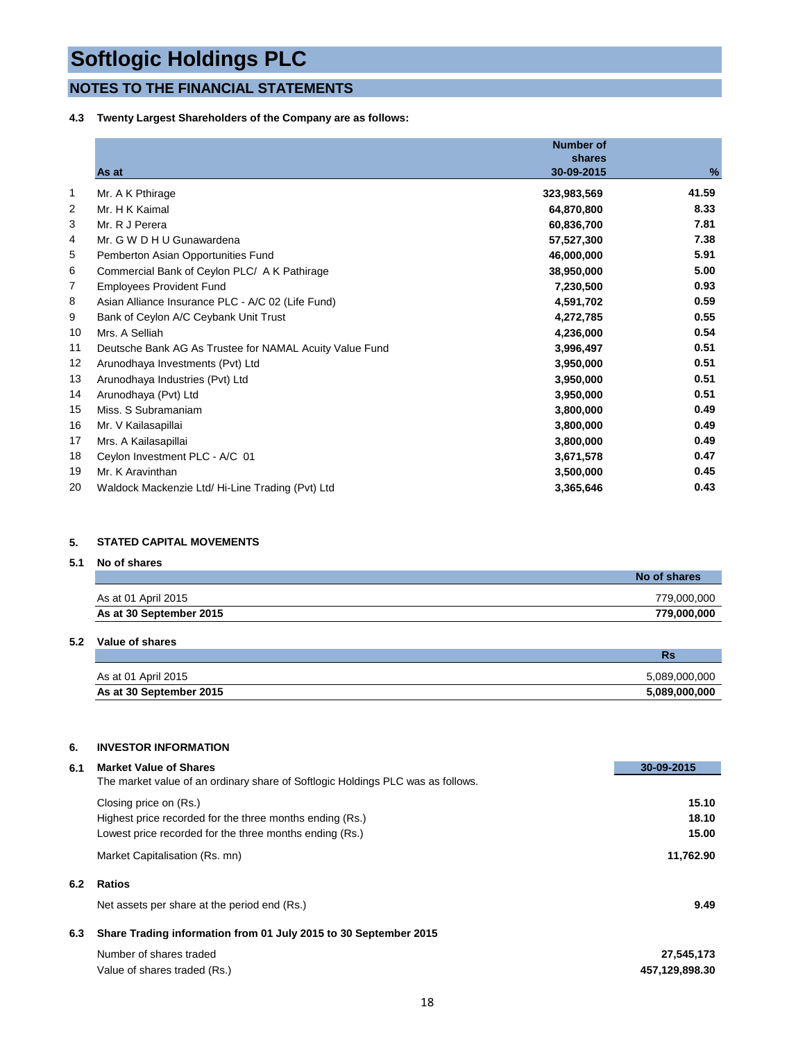# Softlogic Holdings PLC

## NOTES TO THE FINANCIAL STATEMENTS

**4.3 Twenty Largest Shareholders of the Company are as follows:**

| | As at | Number of shares 30-09-2015 | % |
|---|---|---|---|
| 1 | Mr. A K Pthirage | **323,983,569** | **41.59** |
| 2 | Mr. H K Kaimal | **64,870,800** | **8.33** |
| 3 | Mr. R J Perera | **60,836,700** | **7.81** |
| 4 | Mr. G W D H U Gunawardena | **57,527,300** | **7.38** |
| 5 | Pemberton Asian Opportunities Fund | **46,000,000** | **5.91** |
| 6 | Commercial Bank of Ceylon PLC/ A K Pathirage | **38,950,000** | **5.00** |
| 7 | Employees Provident Fund | **7,230,500** | **0.93** |
| 8 | Asian Alliance Insurance PLC - A/C 02 (Life Fund) | **4,591,702** | **0.59** |
| 9 | Bank of Ceylon A/C Ceybank Unit Trust | **4,272,785** | **0.55** |
| 10 | Mrs. A Selliah | **4,236,000** | **0.54** |
| 11 | Deutsche Bank AG As Trustee for NAMAL Acuity Value Fund | **3,996,497** | **0.51** |
| 12 | Arunodhaya Investments (Pvt) Ltd | **3,950,000** | **0.51** |
| 13 | Arunodhaya Industries (Pvt) Ltd | **3,950,000** | **0.51** |
| 14 | Arunodhaya (Pvt) Ltd | **3,950,000** | **0.51** |
| 15 | Miss. S Subramaniam | **3,800,000** | **0.49** |
| 16 | Mr. V Kailasapillai | **3,800,000** | **0.49** |
| 17 | Mrs. A Kailasapillai | **3,800,000** | **0.49** |
| 18 | Ceylon Investment PLC - A/C 01 | **3,671,578** | **0.47** |
| 19 | Mr. K Aravinthan | **3,500,000** | **0.45** |
| 20 | Waldock Mackenzie Ltd/ Hi-Line Trading (Pvt) Ltd | **3,365,646** | **0.43** |

### 5. STATED CAPITAL MOVEMENTS

**5.1 No of shares**

| | No of shares |
|---|---|
| As at 01 April 2015 | 779,000,000 |
| **As at 30 September 2015** | **779,000,000** |

**5.2 Value of shares**

| | Rs |
|---|---|
| As at 01 April 2015 | 5,089,000,000 |
| **As at 30 September 2015** | **5,089,000,000** |

### 6. INVESTOR INFORMATION

**6.1 Market Value of Shares**

The market value of an ordinary share of Softlogic Holdings PLC was as follows.

| | 30-09-2015 |
|---|---|
| Closing price on (Rs.) | **15.10** |
| Highest price recorded for the three months ending (Rs.) | **18.10** |
| Lowest price recorded for the three months ending (Rs.) | **15.00** |
| Market Capitalisation (Rs. mn) | **11,762.90** |

**6.2 Ratios**

| | |
|---|---|
| Net assets per share at the period end (Rs.) | **9.49** |

**6.3 Share Trading information from 01 July 2015 to 30 September 2015**

| | |
|---|---|
| Number of shares traded | **27,545,173** |
| Value of shares traded (Rs.) | **457,129,898.30** |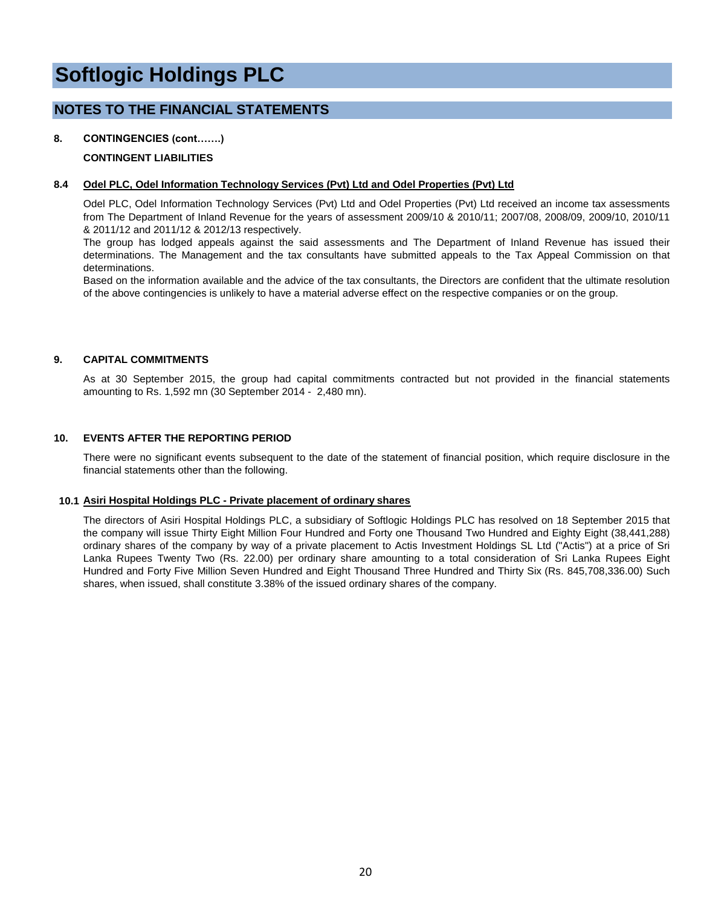# Softlogic Holdings PLC

## NOTES TO THE FINANCIAL STATEMENTS

**8. CONTINGENCIES (cont…….)**

**CONTINGENT LIABILITIES**

### 8.4 Odel PLC, Odel Information Technology Services (Pvt) Ltd and Odel Properties (Pvt) Ltd

Odel PLC, Odel Information Technology Services (Pvt) Ltd and Odel Properties (Pvt) Ltd received an income tax assessments from The Department of Inland Revenue for the years of assessment 2009/10 & 2010/11; 2007/08, 2008/09, 2009/10, 2010/11 & 2011/12 and 2011/12 & 2012/13 respectively.

The group has lodged appeals against the said assessments and The Department of Inland Revenue has issued their determinations. The Management and the tax consultants have submitted appeals to the Tax Appeal Commission on that determinations.

Based on the information available and the advice of the tax consultants, the Directors are confident that the ultimate resolution of the above contingencies is unlikely to have a material adverse effect on the respective companies or on the group.

### 9. CAPITAL COMMITMENTS

As at 30 September 2015, the group had capital commitments contracted but not provided in the financial statements amounting to Rs. 1,592 mn (30 September 2014 - 2,480 mn).

### 10. EVENTS AFTER THE REPORTING PERIOD

There were no significant events subsequent to the date of the statement of financial position, which require disclosure in the financial statements other than the following.

### 10.1 Asiri Hospital Holdings PLC - Private placement of ordinary shares

The directors of Asiri Hospital Holdings PLC, a subsidiary of Softlogic Holdings PLC has resolved on 18 September 2015 that the company will issue Thirty Eight Million Four Hundred and Forty one Thousand Two Hundred and Eighty Eight (38,441,288) ordinary shares of the company by way of a private placement to Actis Investment Holdings SL Ltd ("Actis") at a price of Sri Lanka Rupees Twenty Two (Rs. 22.00) per ordinary share amounting to a total consideration of Sri Lanka Rupees Eight Hundred and Forty Five Million Seven Hundred and Eight Thousand Three Hundred and Thirty Six (Rs. 845,708,336.00) Such shares, when issued, shall constitute 3.38% of the issued ordinary shares of the company.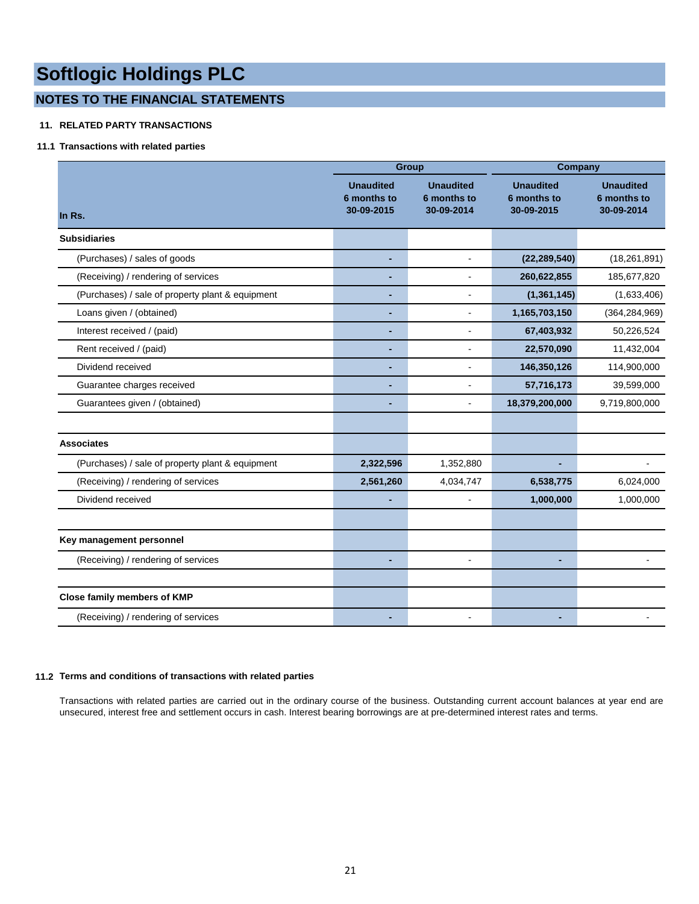# Softlogic Holdings PLC

## NOTES TO THE FINANCIAL STATEMENTS

### 11. RELATED PARTY TRANSACTIONS

#### 11.1 Transactions with related parties

| In Rs. | Group | | Company | |
|---|---|---|---|---|
| | Unaudited 6 months to 30-09-2015 | Unaudited 6 months to 30-09-2014 | Unaudited 6 months to 30-09-2015 | Unaudited 6 months to 30-09-2014 |
| **Subsidiaries** | | | | |
| (Purchases) / sales of goods | - | - | (22,289,540) | (18,261,891) |
| (Receiving) / rendering of services | - | - | 260,622,855 | 185,677,820 |
| (Purchases) / sale of property plant & equipment | - | - | (1,361,145) | (1,633,406) |
| Loans given / (obtained) | - | - | 1,165,703,150 | (364,284,969) |
| Interest received / (paid) | - | - | 67,403,932 | 50,226,524 |
| Rent received / (paid) | - | - | 22,570,090 | 11,432,004 |
| Dividend received | - | - | 146,350,126 | 114,900,000 |
| Guarantee charges received | - | - | 57,716,173 | 39,599,000 |
| Guarantees given / (obtained) | - | - | 18,379,200,000 | 9,719,800,000 |
| | | | | |
| **Associates** | | | | |
| (Purchases) / sale of property plant & equipment | 2,322,596 | 1,352,880 | - | - |
| (Receiving) / rendering of services | 2,561,260 | 4,034,747 | 6,538,775 | 6,024,000 |
| Dividend received | - | - | 1,000,000 | 1,000,000 |
| | | | | |
| **Key management personnel** | | | | |
| (Receiving) / rendering of services | - | - | - | - |
| | | | | |
| **Close family members of KMP** | | | | |
| (Receiving) / rendering of services | - | - | - | - |

#### 11.2 Terms and conditions of transactions with related parties

Transactions with related parties are carried out in the ordinary course of the business. Outstanding current account balances at year end are unsecured, interest free and settlement occurs in cash. Interest bearing borrowings are at pre-determined interest rates and terms.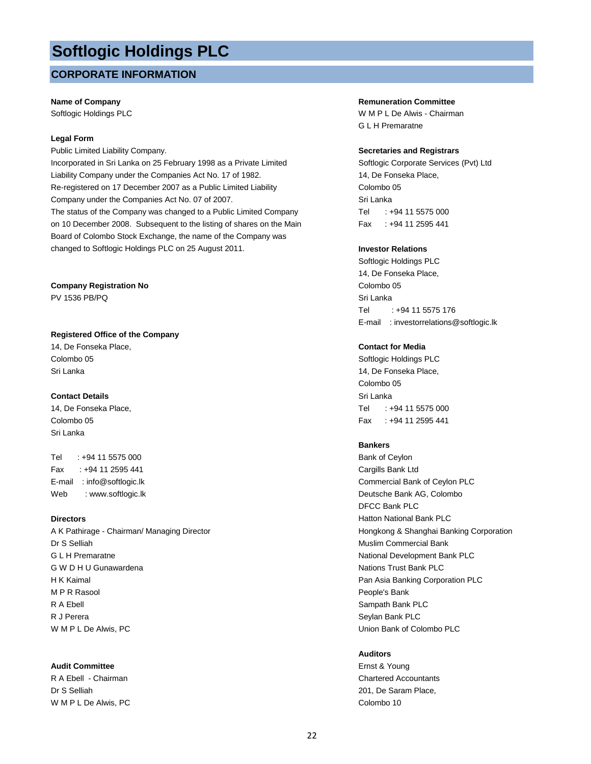# Softlogic Holdings PLC

## CORPORATE INFORMATION

**Name of Company**
Softlogic Holdings PLC

**Legal Form**
Public Limited Liability Company.
Incorporated in Sri Lanka on 25 February 1998 as a Private Limited Liability Company under the Companies Act No. 17 of 1982.
Re-registered on 17 December 2007 as a Public Limited Liability Company under the Companies Act No. 07 of 2007.
The status of the Company was changed to a Public Limited Company on 10 December 2008. Subsequent to the listing of shares on the Main Board of Colombo Stock Exchange, the name of the Company was changed to Softlogic Holdings PLC on 25 August 2011.

**Company Registration No**
PV 1536 PB/PQ

**Registered Office of the Company**
14, De Fonseka Place,
Colombo 05
Sri Lanka

**Contact Details**
14, De Fonseka Place,
Colombo 05
Sri Lanka

Tel : +94 11 5575 000
Fax : +94 11 2595 441
E-mail : info@softlogic.lk
Web : www.softlogic.lk

**Directors**
A K Pathirage - Chairman/ Managing Director
Dr S Selliah
G L H Premaratne
G W D H U Gunawardena
H K Kaimal
M P R Rasool
R A Ebell
R J Perera
W M P L De Alwis, PC

**Audit Committee**
R A Ebell - Chairman
Dr S Selliah
W M P L De Alwis, PC

**Remuneration Committee**
W M P L De Alwis - Chairman
G L H Premaratne

**Secretaries and Registrars**
Softlogic Corporate Services (Pvt) Ltd
14, De Fonseka Place,
Colombo 05
Sri Lanka
Tel : +94 11 5575 000
Fax : +94 11 2595 441

**Investor Relations**
Softlogic Holdings PLC
14, De Fonseka Place,
Colombo 05
Sri Lanka
Tel : +94 11 5575 176
E-mail : investorrelations@softlogic.lk

**Contact for Media**
Softlogic Holdings PLC
14, De Fonseka Place,
Colombo 05
Sri Lanka
Tel : +94 11 5575 000
Fax : +94 11 2595 441

**Bankers**
Bank of Ceylon
Cargills Bank Ltd
Commercial Bank of Ceylon PLC
Deutsche Bank AG, Colombo
DFCC Bank PLC
Hatton National Bank PLC
Hongkong & Shanghai Banking Corporation
Muslim Commercial Bank
National Development Bank PLC
Nations Trust Bank PLC
Pan Asia Banking Corporation PLC
People's Bank
Sampath Bank PLC
Seylan Bank PLC
Union Bank of Colombo PLC

**Auditors**
Ernst & Young
Chartered Accountants
201, De Saram Place,
Colombo 10